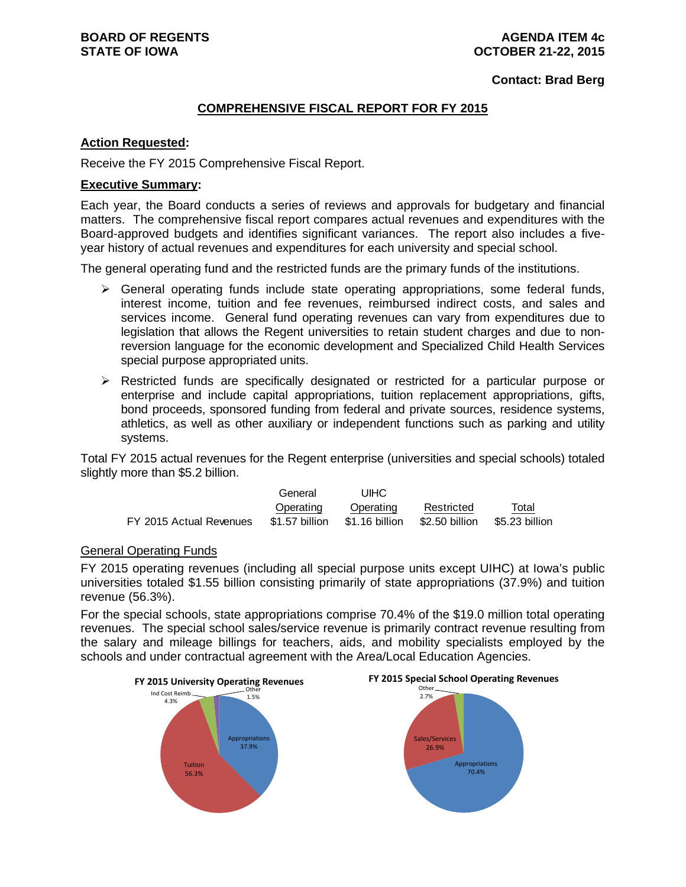**BOARD OF REGENTS**
**STATE OF IOWA**

**AGENDA ITEM 4c**
**OCTOBER 21-22, 2015**

**Contact: Brad Berg**

## COMPREHENSIVE FISCAL REPORT FOR FY 2015

**Action Requested:**

Receive the FY 2015 Comprehensive Fiscal Report.

**Executive Summary:**

Each year, the Board conducts a series of reviews and approvals for budgetary and financial matters. The comprehensive fiscal report compares actual revenues and expenditures with the Board-approved budgets and identifies significant variances. The report also includes a five-year history of actual revenues and expenditures for each university and special school.

The general operating fund and the restricted funds are the primary funds of the institutions.

- General operating funds include state operating appropriations, some federal funds, interest income, tuition and fee revenues, reimbursed indirect costs, and sales and services income. General fund operating revenues can vary from expenditures due to legislation that allows the Regent universities to retain student charges and due to non-reversion language for the economic development and Specialized Child Health Services special purpose appropriated units.
- Restricted funds are specifically designated or restricted for a particular purpose or enterprise and include capital appropriations, tuition replacement appropriations, gifts, bond proceeds, sponsored funding from federal and private sources, residence systems, athletics, as well as other auxiliary or independent functions such as parking and utility systems.

Total FY 2015 actual revenues for the Regent enterprise (universities and special schools) totaled slightly more than $5.2 billion.

| | General Operating | UIHC Operating | Restricted | Total |
|---|---|---|---|---|
| FY 2015 Actual Revenues | $1.57 billion | $1.16 billion | $2.50 billion | $5.23 billion |

General Operating Funds

FY 2015 operating revenues (including all special purpose units except UIHC) at Iowa's public universities totaled $1.55 billion consisting primarily of state appropriations (37.9%) and tuition revenue (56.3%).

For the special schools, state appropriations comprise 70.4% of the $19.0 million total operating revenues. The special school sales/service revenue is primarily contract revenue resulting from the salary and mileage billings for teachers, aids, and mobility specialists employed by the schools and under contractual agreement with the Area/Local Education Agencies.

**FY 2015 University Operating Revenues**

| Source | Percent |
|---|---|
| Appropriations | 37.9% |
| Tuition | 56.3% |
| Ind Cost Reimb | 4.3% |
| Other | 1.5% |

**FY 2015 Special School Operating Revenues**

| Source | Percent |
|---|---|
| Appropriations | 70.4% |
| Sales/Services | 26.9% |
| Other | 2.7% |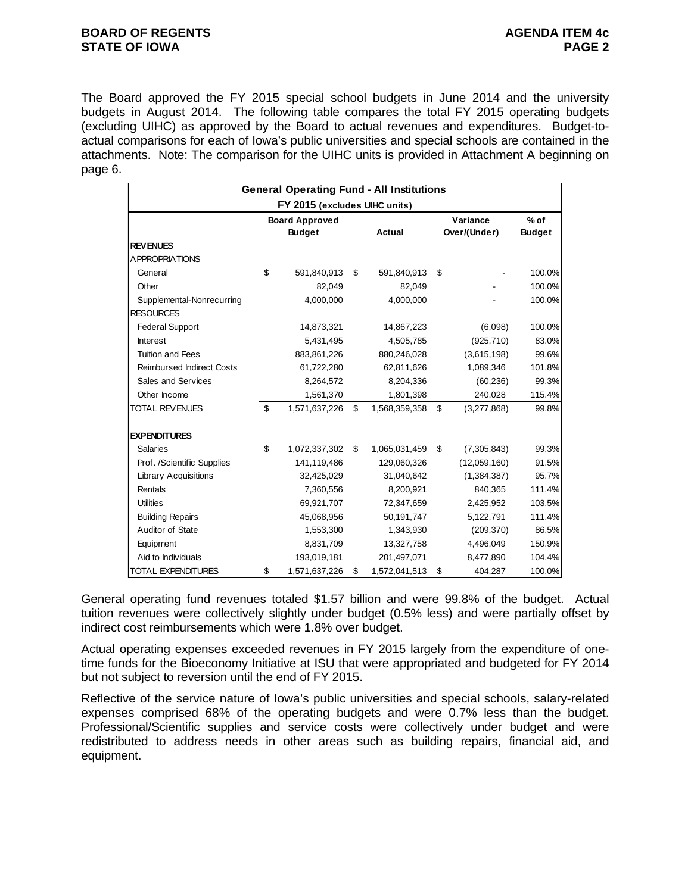The Board approved the FY 2015 special school budgets in June 2014 and the university budgets in August 2014. The following table compares the total FY 2015 operating budgets (excluding UIHC) as approved by the Board to actual revenues and expenditures. Budget-to-actual comparisons for each of Iowa's public universities and special schools are contained in the attachments. Note: The comparison for the UIHC units is provided in Attachment A beginning on page 6.

| General Operating Fund - All Institutions | | | | |
|---|---|---|---|---|
| FY 2015 (excludes UIHC units) | | | | |
| | Board Approved Budget | Actual | Variance Over/(Under) | % of Budget |
| **REVENUES** | | | | |
| APPROPRIATIONS | | | | |
| General | $ 591,840,913 | $ 591,840,913 | $ - | 100.0% |
| Other | 82,049 | 82,049 | - | 100.0% |
| Supplemental-Nonrecurring | 4,000,000 | 4,000,000 | - | 100.0% |
| RESOURCES | | | | |
| Federal Support | 14,873,321 | 14,867,223 | (6,098) | 100.0% |
| Interest | 5,431,495 | 4,505,785 | (925,710) | 83.0% |
| Tuition and Fees | 883,861,226 | 880,246,028 | (3,615,198) | 99.6% |
| Reimbursed Indirect Costs | 61,722,280 | 62,811,626 | 1,089,346 | 101.8% |
| Sales and Services | 8,264,572 | 8,204,336 | (60,236) | 99.3% |
| Other Income | 1,561,370 | 1,801,398 | 240,028 | 115.4% |
| TOTAL REVENUES | $ 1,571,637,226 | $ 1,568,359,358 | $ (3,277,868) | 99.8% |
| **EXPENDITURES** | | | | |
| Salaries | $ 1,072,337,302 | $ 1,065,031,459 | $ (7,305,843) | 99.3% |
| Prof. /Scientific Supplies | 141,119,486 | 129,060,326 | (12,059,160) | 91.5% |
| Library Acquisitions | 32,425,029 | 31,040,642 | (1,384,387) | 95.7% |
| Rentals | 7,360,556 | 8,200,921 | 840,365 | 111.4% |
| Utilities | 69,921,707 | 72,347,659 | 2,425,952 | 103.5% |
| Building Repairs | 45,068,956 | 50,191,747 | 5,122,791 | 111.4% |
| Auditor of State | 1,553,300 | 1,343,930 | (209,370) | 86.5% |
| Equipment | 8,831,709 | 13,327,758 | 4,496,049 | 150.9% |
| Aid to Individuals | 193,019,181 | 201,497,071 | 8,477,890 | 104.4% |
| TOTAL EXPENDITURES | $ 1,571,637,226 | $ 1,572,041,513 | $ 404,287 | 100.0% |

General operating fund revenues totaled $1.57 billion and were 99.8% of the budget. Actual tuition revenues were collectively slightly under budget (0.5% less) and were partially offset by indirect cost reimbursements which were 1.8% over budget.

Actual operating expenses exceeded revenues in FY 2015 largely from the expenditure of one-time funds for the Bioeconomy Initiative at ISU that were appropriated and budgeted for FY 2014 but not subject to reversion until the end of FY 2015.

Reflective of the service nature of Iowa's public universities and special schools, salary-related expenses comprised 68% of the operating budgets and were 0.7% less than the budget. Professional/Scientific supplies and service costs were collectively under budget and were redistributed to address needs in other areas such as building repairs, financial aid, and equipment.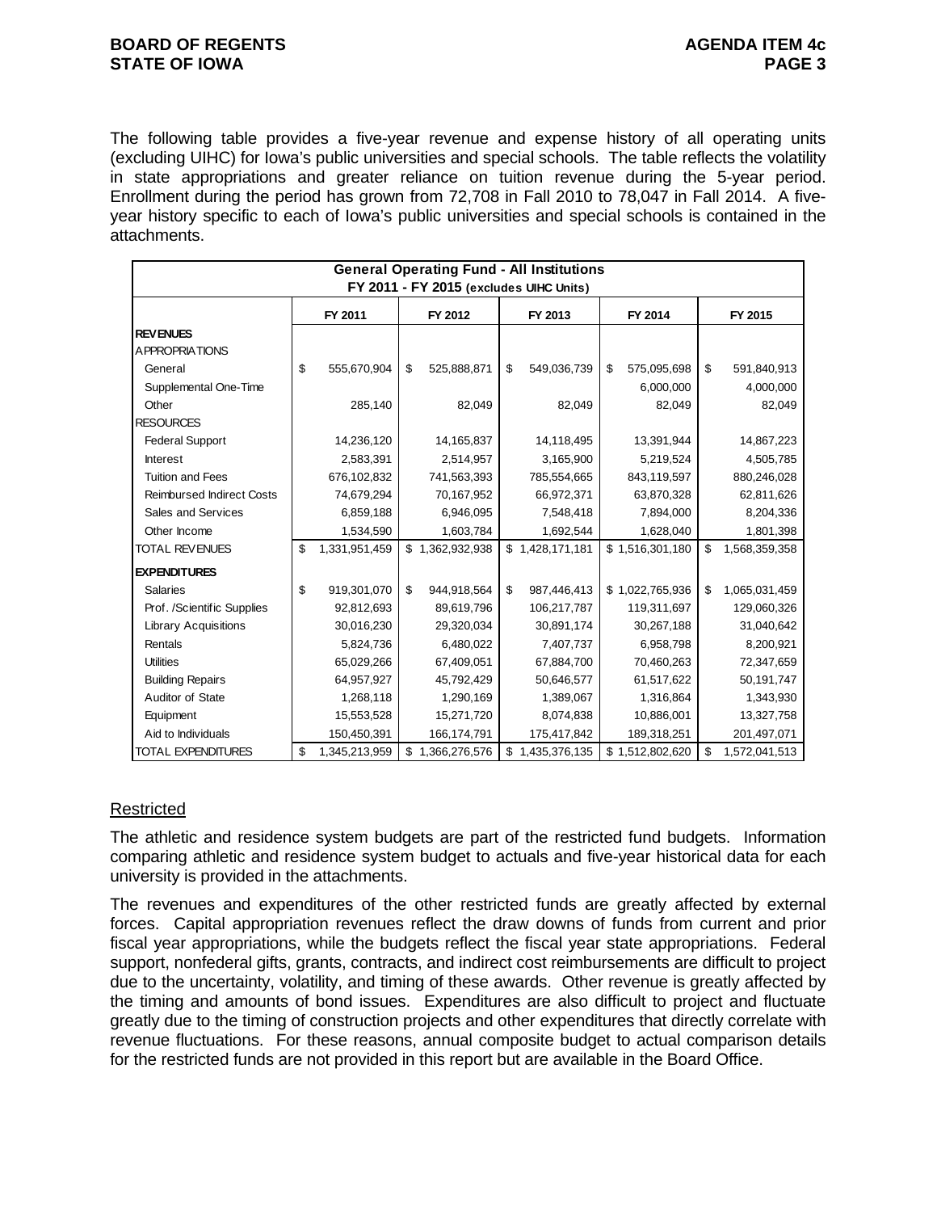The following table provides a five-year revenue and expense history of all operating units (excluding UIHC) for Iowa's public universities and special schools. The table reflects the volatility in state appropriations and greater reliance on tuition revenue during the 5-year period. Enrollment during the period has grown from 72,708 in Fall 2010 to 78,047 in Fall 2014. A five-year history specific to each of Iowa's public universities and special schools is contained in the attachments.

| General Operating Fund - All Institutions<br>FY 2011 - FY 2015 (excludes UIHC Units) | | | | | |
|---|---|---|---|---|---|
| | FY 2011 | FY 2012 | FY 2013 | FY 2014 | FY 2015 |
| **REVENUES** | | | | | |
| APPROPRIATIONS | | | | | |
| General | $ 555,670,904 | $ 525,888,871 | $ 549,036,739 | $ 575,095,698 | $ 591,840,913 |
| Supplemental One-Time | | | | 6,000,000 | 4,000,000 |
| Other | 285,140 | 82,049 | 82,049 | 82,049 | 82,049 |
| RESOURCES | | | | | |
| Federal Support | 14,236,120 | 14,165,837 | 14,118,495 | 13,391,944 | 14,867,223 |
| Interest | 2,583,391 | 2,514,957 | 3,165,900 | 5,219,524 | 4,505,785 |
| Tuition and Fees | 676,102,832 | 741,563,393 | 785,554,665 | 843,119,597 | 880,246,028 |
| Reimbursed Indirect Costs | 74,679,294 | 70,167,952 | 66,972,371 | 63,870,328 | 62,811,626 |
| Sales and Services | 6,859,188 | 6,946,095 | 7,548,418 | 7,894,000 | 8,204,336 |
| Other Income | 1,534,590 | 1,603,784 | 1,692,544 | 1,628,040 | 1,801,398 |
| TOTAL REVENUES | $ 1,331,951,459 | $ 1,362,932,938 | $ 1,428,171,181 | $ 1,516,301,180 | $ 1,568,359,358 |
| **EXPENDITURES** | | | | | |
| Salaries | $ 919,301,070 | $ 944,918,564 | $ 987,446,413 | $ 1,022,765,936 | $ 1,065,031,459 |
| Prof. /Scientific Supplies | 92,812,693 | 89,619,796 | 106,217,787 | 119,311,697 | 129,060,326 |
| Library Acquisitions | 30,016,230 | 29,320,034 | 30,891,174 | 30,267,188 | 31,040,642 |
| Rentals | 5,824,736 | 6,480,022 | 7,407,737 | 6,958,798 | 8,200,921 |
| Utilities | 65,029,266 | 67,409,051 | 67,884,700 | 70,460,263 | 72,347,659 |
| Building Repairs | 64,957,927 | 45,792,429 | 50,646,577 | 61,517,622 | 50,191,747 |
| Auditor of State | 1,268,118 | 1,290,169 | 1,389,067 | 1,316,864 | 1,343,930 |
| Equipment | 15,553,528 | 15,271,720 | 8,074,838 | 10,886,001 | 13,327,758 |
| Aid to Individuals | 150,450,391 | 166,174,791 | 175,417,842 | 189,318,251 | 201,497,071 |
| TOTAL EXPENDITURES | $ 1,345,213,959 | $ 1,366,276,576 | $ 1,435,376,135 | $ 1,512,802,620 | $ 1,572,041,513 |

## Restricted

The athletic and residence system budgets are part of the restricted fund budgets. Information comparing athletic and residence system budget to actuals and five-year historical data for each university is provided in the attachments.

The revenues and expenditures of the other restricted funds are greatly affected by external forces. Capital appropriation revenues reflect the draw downs of funds from current and prior fiscal year appropriations, while the budgets reflect the fiscal year state appropriations. Federal support, nonfederal gifts, grants, contracts, and indirect cost reimbursements are difficult to project due to the uncertainty, volatility, and timing of these awards. Other revenue is greatly affected by the timing and amounts of bond issues. Expenditures are also difficult to project and fluctuate greatly due to the timing of construction projects and other expenditures that directly correlate with revenue fluctuations. For these reasons, annual composite budget to actual comparison details for the restricted funds are not provided in this report but are available in the Board Office.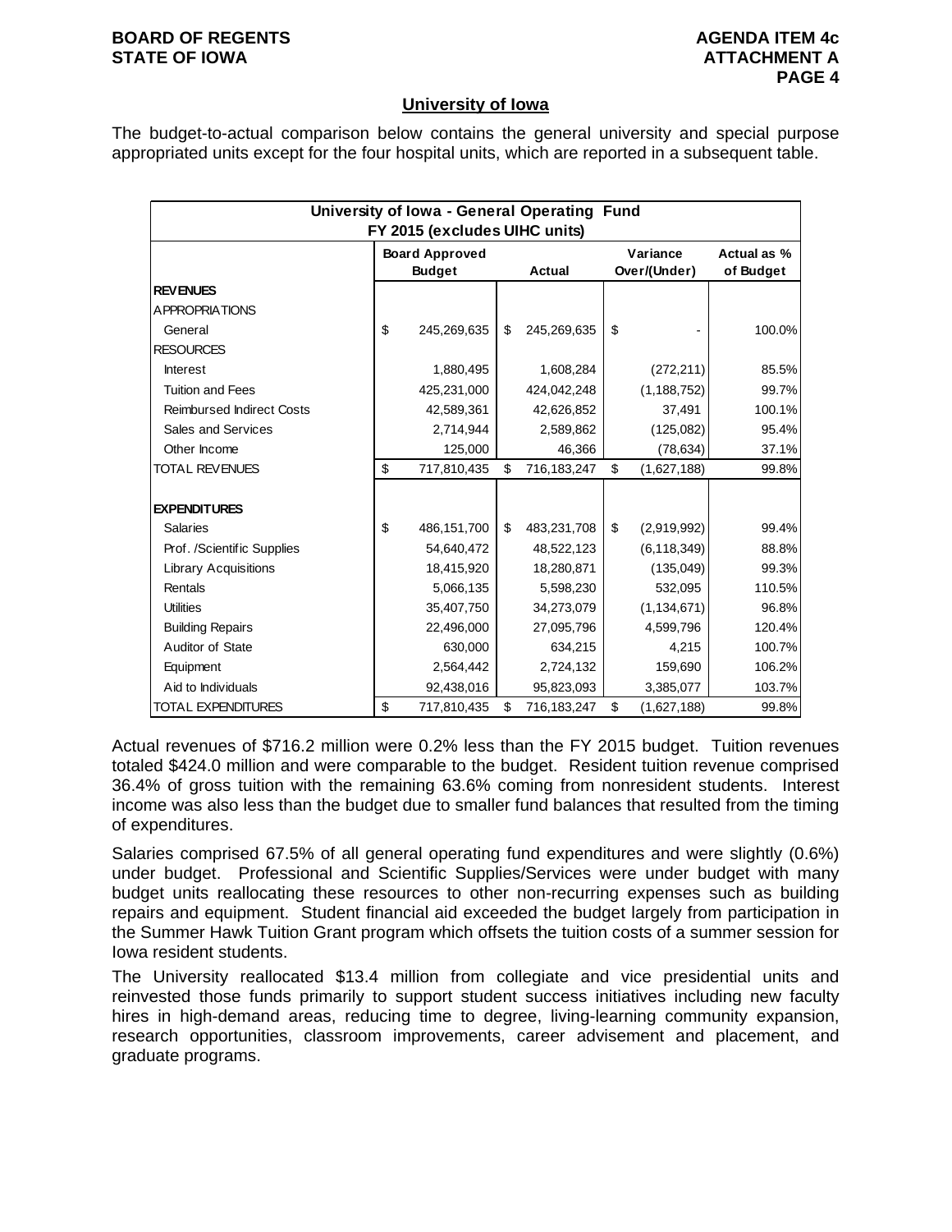## University of Iowa

The budget-to-actual comparison below contains the general university and special purpose appropriated units except for the four hospital units, which are reported in a subsequent table.

| University of Iowa - General Operating Fund FY 2015 (excludes UIHC units) | | | | |
|---|---|---|---|---|
| | Board Approved Budget | Actual | Variance Over/(Under) | Actual as % of Budget |
| **REVENUES** | | | | |
| APPROPRIATIONS | | | | |
| General | $ 245,269,635 | $ 245,269,635 | $ - | 100.0% |
| RESOURCES | | | | |
| Interest | 1,880,495 | 1,608,284 | (272,211) | 85.5% |
| Tuition and Fees | 425,231,000 | 424,042,248 | (1,188,752) | 99.7% |
| Reimbursed Indirect Costs | 42,589,361 | 42,626,852 | 37,491 | 100.1% |
| Sales and Services | 2,714,944 | 2,589,862 | (125,082) | 95.4% |
| Other Income | 125,000 | 46,366 | (78,634) | 37.1% |
| TOTAL REVENUES | $ 717,810,435 | $ 716,183,247 | $ (1,627,188) | 99.8% |
| | | | | |
| **EXPENDITURES** | | | | |
| Salaries | $ 486,151,700 | $ 483,231,708 | $ (2,919,992) | 99.4% |
| Prof. /Scientific Supplies | 54,640,472 | 48,522,123 | (6,118,349) | 88.8% |
| Library Acquisitions | 18,415,920 | 18,280,871 | (135,049) | 99.3% |
| Rentals | 5,066,135 | 5,598,230 | 532,095 | 110.5% |
| Utilities | 35,407,750 | 34,273,079 | (1,134,671) | 96.8% |
| Building Repairs | 22,496,000 | 27,095,796 | 4,599,796 | 120.4% |
| Auditor of State | 630,000 | 634,215 | 4,215 | 100.7% |
| Equipment | 2,564,442 | 2,724,132 | 159,690 | 106.2% |
| Aid to Individuals | 92,438,016 | 95,823,093 | 3,385,077 | 103.7% |
| TOTAL EXPENDITURES | $ 717,810,435 | $ 716,183,247 | $ (1,627,188) | 99.8% |

Actual revenues of $716.2 million were 0.2% less than the FY 2015 budget. Tuition revenues totaled $424.0 million and were comparable to the budget. Resident tuition revenue comprised 36.4% of gross tuition with the remaining 63.6% coming from nonresident students. Interest income was also less than the budget due to smaller fund balances that resulted from the timing of expenditures.

Salaries comprised 67.5% of all general operating fund expenditures and were slightly (0.6%) under budget. Professional and Scientific Supplies/Services were under budget with many budget units reallocating these resources to other non-recurring expenses such as building repairs and equipment. Student financial aid exceeded the budget largely from participation in the Summer Hawk Tuition Grant program which offsets the tuition costs of a summer session for Iowa resident students.

The University reallocated $13.4 million from collegiate and vice presidential units and reinvested those funds primarily to support student success initiatives including new faculty hires in high-demand areas, reducing time to degree, living-learning community expansion, research opportunities, classroom improvements, career advisement and placement, and graduate programs.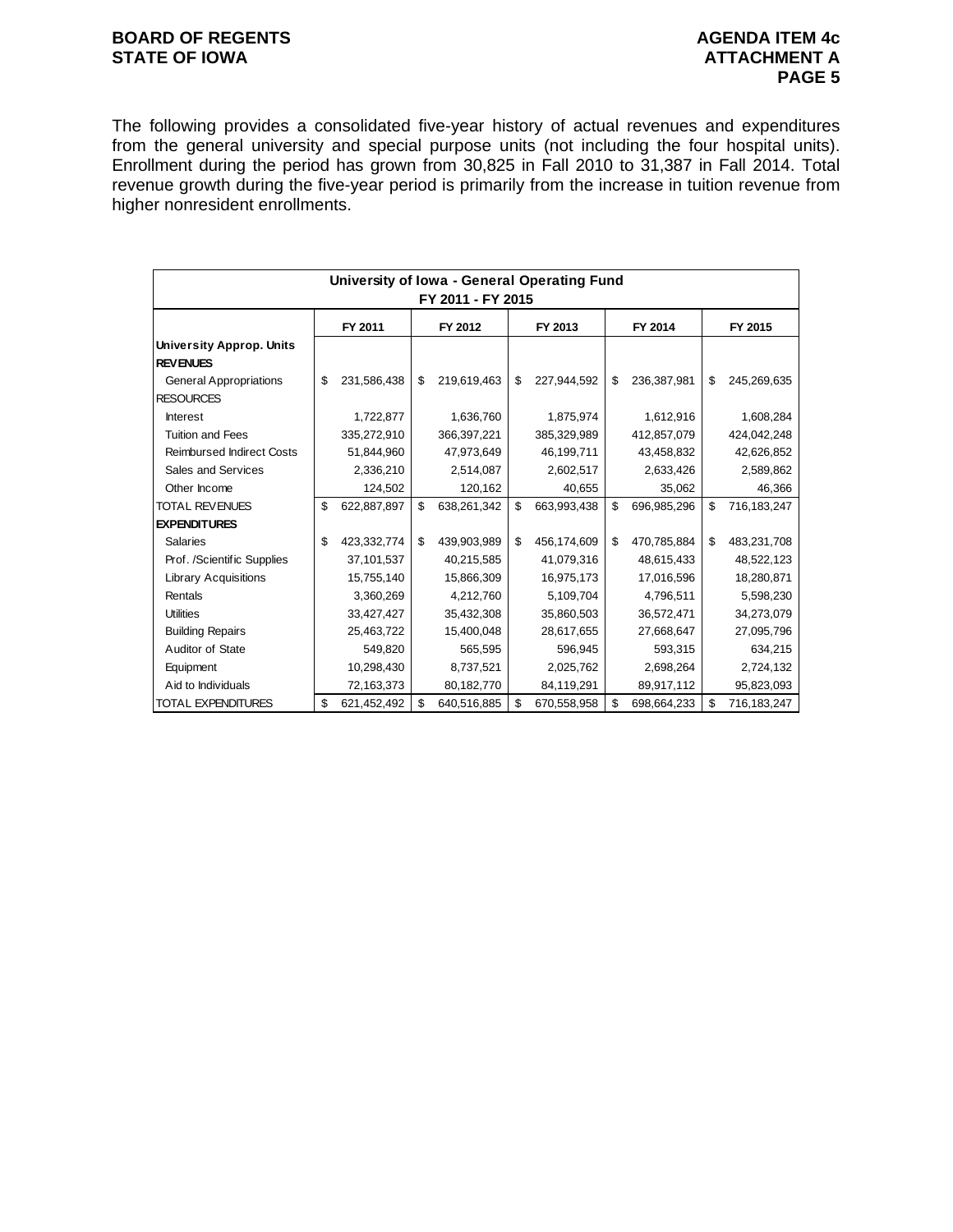The following provides a consolidated five-year history of actual revenues and expenditures from the general university and special purpose units (not including the four hospital units). Enrollment during the period has grown from 30,825 in Fall 2010 to 31,387 in Fall 2014. Total revenue growth during the five-year period is primarily from the increase in tuition revenue from higher nonresident enrollments.

| University of Iowa - General Operating Fund<br>FY 2011 - FY 2015 | | | | | |
|---|---|---|---|---|---|
| | FY 2011 | FY 2012 | FY 2013 | FY 2014 | FY 2015 |
| **University Approp. Units** | | | | | |
| **REVENUES** | | | | | |
| General Appropriations | $ 231,586,438 | $ 219,619,463 | $ 227,944,592 | $ 236,387,981 | $ 245,269,635 |
| RESOURCES | | | | | |
| Interest | 1,722,877 | 1,636,760 | 1,875,974 | 1,612,916 | 1,608,284 |
| Tuition and Fees | 335,272,910 | 366,397,221 | 385,329,989 | 412,857,079 | 424,042,248 |
| Reimbursed Indirect Costs | 51,844,960 | 47,973,649 | 46,199,711 | 43,458,832 | 42,626,852 |
| Sales and Services | 2,336,210 | 2,514,087 | 2,602,517 | 2,633,426 | 2,589,862 |
| Other Income | 124,502 | 120,162 | 40,655 | 35,062 | 46,366 |
| TOTAL REVENUES | $ 622,887,897 | $ 638,261,342 | $ 663,993,438 | $ 696,985,296 | $ 716,183,247 |
| **EXPENDITURES** | | | | | |
| Salaries | $ 423,332,774 | $ 439,903,989 | $ 456,174,609 | $ 470,785,884 | $ 483,231,708 |
| Prof. /Scientific Supplies | 37,101,537 | 40,215,585 | 41,079,316 | 48,615,433 | 48,522,123 |
| Library Acquisitions | 15,755,140 | 15,866,309 | 16,975,173 | 17,016,596 | 18,280,871 |
| Rentals | 3,360,269 | 4,212,760 | 5,109,704 | 4,796,511 | 5,598,230 |
| Utilities | 33,427,427 | 35,432,308 | 35,860,503 | 36,572,471 | 34,273,079 |
| Building Repairs | 25,463,722 | 15,400,048 | 28,617,655 | 27,668,647 | 27,095,796 |
| Auditor of State | 549,820 | 565,595 | 596,945 | 593,315 | 634,215 |
| Equipment | 10,298,430 | 8,737,521 | 2,025,762 | 2,698,264 | 2,724,132 |
| Aid to Individuals | 72,163,373 | 80,182,770 | 84,119,291 | 89,917,112 | 95,823,093 |
| TOTAL EXPENDITURES | $ 621,452,492 | $ 640,516,885 | $ 670,558,958 | $ 698,664,233 | $ 716,183,247 |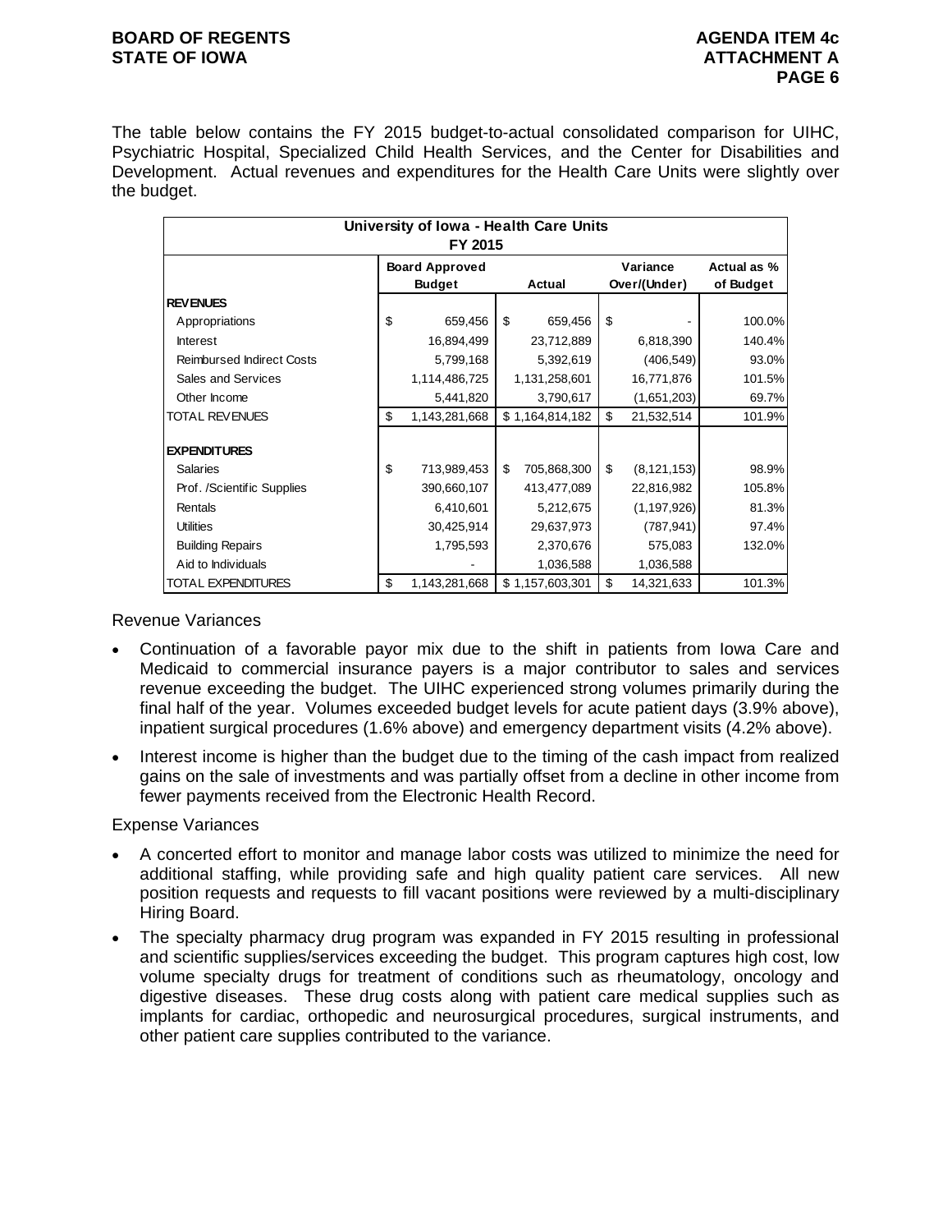The table below contains the FY 2015 budget-to-actual consolidated comparison for UIHC, Psychiatric Hospital, Specialized Child Health Services, and the Center for Disabilities and Development. Actual revenues and expenditures for the Health Care Units were slightly over the budget.

| University of Iowa - Health Care Units FY 2015 | | | | |
|---|---|---|---|---|
| | Board Approved Budget | Actual | Variance Over/(Under) | Actual as % of Budget |
| **REVENUES** | | | | |
| Appropriations | $ 659,456 | $ 659,456 | $ - | 100.0% |
| Interest | 16,894,499 | 23,712,889 | 6,818,390 | 140.4% |
| Reimbursed Indirect Costs | 5,799,168 | 5,392,619 | (406,549) | 93.0% |
| Sales and Services | 1,114,486,725 | 1,131,258,601 | 16,771,876 | 101.5% |
| Other Income | 5,441,820 | 3,790,617 | (1,651,203) | 69.7% |
| TOTAL REVENUES | $ 1,143,281,668 | $ 1,164,814,182 | $ 21,532,514 | 101.9% |
| **EXPENDITURES** | | | | |
| Salaries | $ 713,989,453 | $ 705,868,300 | $ (8,121,153) | 98.9% |
| Prof. /Scientific Supplies | 390,660,107 | 413,477,089 | 22,816,982 | 105.8% |
| Rentals | 6,410,601 | 5,212,675 | (1,197,926) | 81.3% |
| Utilities | 30,425,914 | 29,637,973 | (787,941) | 97.4% |
| Building Repairs | 1,795,593 | 2,370,676 | 575,083 | 132.0% |
| Aid to Individuals | - | 1,036,588 | 1,036,588 | |
| TOTAL EXPENDITURES | $ 1,143,281,668 | $ 1,157,603,301 | $ 14,321,633 | 101.3% |

Revenue Variances

- Continuation of a favorable payor mix due to the shift in patients from Iowa Care and Medicaid to commercial insurance payers is a major contributor to sales and services revenue exceeding the budget. The UIHC experienced strong volumes primarily during the final half of the year. Volumes exceeded budget levels for acute patient days (3.9% above), inpatient surgical procedures (1.6% above) and emergency department visits (4.2% above).
- Interest income is higher than the budget due to the timing of the cash impact from realized gains on the sale of investments and was partially offset from a decline in other income from fewer payments received from the Electronic Health Record.

Expense Variances

- A concerted effort to monitor and manage labor costs was utilized to minimize the need for additional staffing, while providing safe and high quality patient care services. All new position requests and requests to fill vacant positions were reviewed by a multi-disciplinary Hiring Board.
- The specialty pharmacy drug program was expanded in FY 2015 resulting in professional and scientific supplies/services exceeding the budget. This program captures high cost, low volume specialty drugs for treatment of conditions such as rheumatology, oncology and digestive diseases. These drug costs along with patient care medical supplies such as implants for cardiac, orthopedic and neurosurgical procedures, surgical instruments, and other patient care supplies contributed to the variance.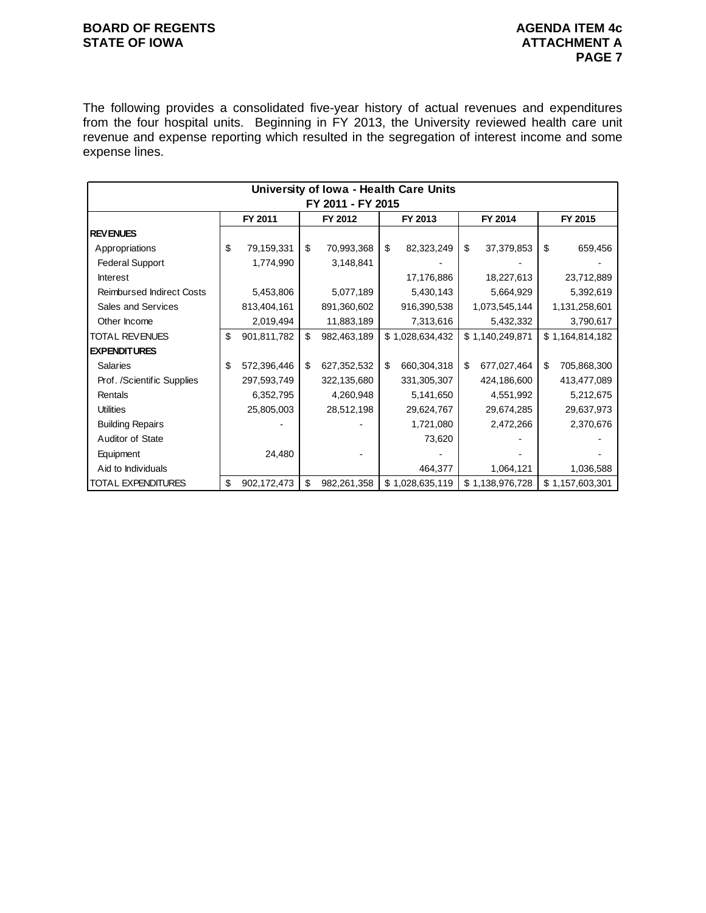The following provides a consolidated five-year history of actual revenues and expenditures from the four hospital units. Beginning in FY 2013, the University reviewed health care unit revenue and expense reporting which resulted in the segregation of interest income and some expense lines.

| University of Iowa - Health Care Units FY 2011 - FY 2015 | | | | | |
|---|---|---|---|---|---|
| | FY 2011 | FY 2012 | FY 2013 | FY 2014 | FY 2015 |
| **REVENUES** | | | | | |
| Appropriations | $ 79,159,331 | $ 70,993,368 | $ 82,323,249 | $ 37,379,853 | $ 659,456 |
| Federal Support | 1,774,990 | 3,148,841 | - | - | - |
| Interest | | | 17,176,886 | 18,227,613 | 23,712,889 |
| Reimbursed Indirect Costs | 5,453,806 | 5,077,189 | 5,430,143 | 5,664,929 | 5,392,619 |
| Sales and Services | 813,404,161 | 891,360,602 | 916,390,538 | 1,073,545,144 | 1,131,258,601 |
| Other Income | 2,019,494 | 11,883,189 | 7,313,616 | 5,432,332 | 3,790,617 |
| TOTAL REVENUES | $ 901,811,782 | $ 982,463,189 | $ 1,028,634,432 | $ 1,140,249,871 | $ 1,164,814,182 |
| **EXPENDITURES** | | | | | |
| Salaries | $ 572,396,446 | $ 627,352,532 | $ 660,304,318 | $ 677,027,464 | $ 705,868,300 |
| Prof. /Scientific Supplies | 297,593,749 | 322,135,680 | 331,305,307 | 424,186,600 | 413,477,089 |
| Rentals | 6,352,795 | 4,260,948 | 5,141,650 | 4,551,992 | 5,212,675 |
| Utilities | 25,805,003 | 28,512,198 | 29,624,767 | 29,674,285 | 29,637,973 |
| Building Repairs | - | - | 1,721,080 | 2,472,266 | 2,370,676 |
| Auditor of State | | | 73,620 | - | - |
| Equipment | 24,480 | - | - | - | - |
| Aid to Individuals | | | 464,377 | 1,064,121 | 1,036,588 |
| TOTAL EXPENDITURES | $ 902,172,473 | $ 982,261,358 | $ 1,028,635,119 | $ 1,138,976,728 | $ 1,157,603,301 |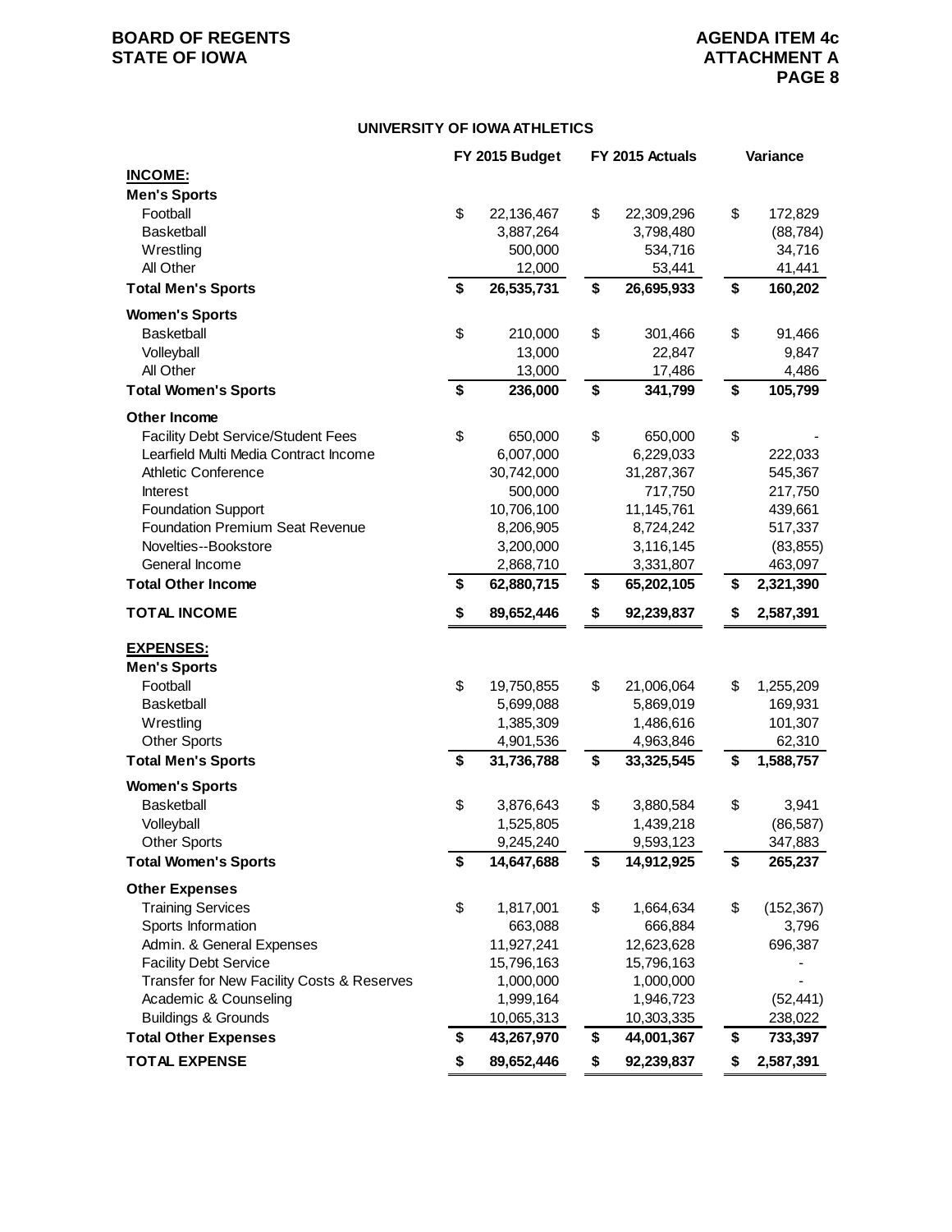## UNIVERSITY OF IOWA ATHLETICS

| | FY 2015 Budget | FY 2015 Actuals | Variance |
|---|---|---|---|
| **INCOME:** | | | |
| **Men's Sports** | | | |
| Football | $ 22,136,467 | $ 22,309,296 | $ 172,829 |
| Basketball | 3,887,264 | 3,798,480 | (88,784) |
| Wrestling | 500,000 | 534,716 | 34,716 |
| All Other | 12,000 | 53,441 | 41,441 |
| **Total Men's Sports** | **$ 26,535,731** | **$ 26,695,933** | **$ 160,202** |
| **Women's Sports** | | | |
| Basketball | $ 210,000 | $ 301,466 | $ 91,466 |
| Volleyball | 13,000 | 22,847 | 9,847 |
| All Other | 13,000 | 17,486 | 4,486 |
| **Total Women's Sports** | **$ 236,000** | **$ 341,799** | **$ 105,799** |
| **Other Income** | | | |
| Facility Debt Service/Student Fees | $ 650,000 | $ 650,000 | $ - |
| Learfield Multi Media Contract Income | 6,007,000 | 6,229,033 | 222,033 |
| Athletic Conference | 30,742,000 | 31,287,367 | 545,367 |
| Interest | 500,000 | 717,750 | 217,750 |
| Foundation Support | 10,706,100 | 11,145,761 | 439,661 |
| Foundation Premium Seat Revenue | 8,206,905 | 8,724,242 | 517,337 |
| Novelties--Bookstore | 3,200,000 | 3,116,145 | (83,855) |
| General Income | 2,868,710 | 3,331,807 | 463,097 |
| **Total Other Income** | **$ 62,880,715** | **$ 65,202,105** | **$ 2,321,390** |
| **TOTAL INCOME** | **$ 89,652,446** | **$ 92,239,837** | **$ 2,587,391** |
| **EXPENSES:** | | | |
| **Men's Sports** | | | |
| Football | $ 19,750,855 | $ 21,006,064 | $ 1,255,209 |
| Basketball | 5,699,088 | 5,869,019 | 169,931 |
| Wrestling | 1,385,309 | 1,486,616 | 101,307 |
| Other Sports | 4,901,536 | 4,963,846 | 62,310 |
| **Total Men's Sports** | **$ 31,736,788** | **$ 33,325,545** | **$ 1,588,757** |
| **Women's Sports** | | | |
| Basketball | $ 3,876,643 | $ 3,880,584 | $ 3,941 |
| Volleyball | 1,525,805 | 1,439,218 | (86,587) |
| Other Sports | 9,245,240 | 9,593,123 | 347,883 |
| **Total Women's Sports** | **$ 14,647,688** | **$ 14,912,925** | **$ 265,237** |
| **Other Expenses** | | | |
| Training Services | $ 1,817,001 | $ 1,664,634 | $ (152,367) |
| Sports Information | 663,088 | 666,884 | 3,796 |
| Admin. & General Expenses | 11,927,241 | 12,623,628 | 696,387 |
| Facility Debt Service | 15,796,163 | 15,796,163 | - |
| Transfer for New Facility Costs & Reserves | 1,000,000 | 1,000,000 | - |
| Academic & Counseling | 1,999,164 | 1,946,723 | (52,441) |
| Buildings & Grounds | 10,065,313 | 10,303,335 | 238,022 |
| **Total Other Expenses** | **$ 43,267,970** | **$ 44,001,367** | **$ 733,397** |
| **TOTAL EXPENSE** | **$ 89,652,446** | **$ 92,239,837** | **$ 2,587,391** |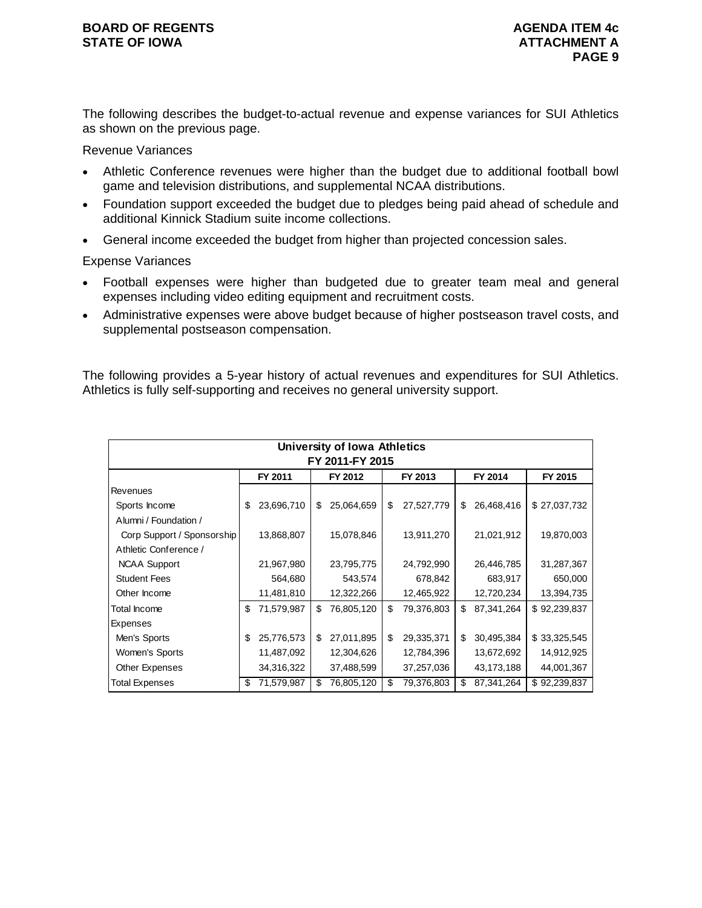The following describes the budget-to-actual revenue and expense variances for SUI Athletics as shown on the previous page.

Revenue Variances

- Athletic Conference revenues were higher than the budget due to additional football bowl game and television distributions, and supplemental NCAA distributions.
- Foundation support exceeded the budget due to pledges being paid ahead of schedule and additional Kinnick Stadium suite income collections.
- General income exceeded the budget from higher than projected concession sales.

Expense Variances

- Football expenses were higher than budgeted due to greater team meal and general expenses including video editing equipment and recruitment costs.
- Administrative expenses were above budget because of higher postseason travel costs, and supplemental postseason compensation.

The following provides a 5-year history of actual revenues and expenditures for SUI Athletics. Athletics is fully self-supporting and receives no general university support.

| University of Iowa Athletics FY 2011-FY 2015 | FY 2011 | FY 2012 | FY 2013 | FY 2014 | FY 2015 |
|---|---|---|---|---|---|
| Revenues | | | | | |
| Sports Income | $ 23,696,710 | $ 25,064,659 | $ 27,527,779 | $ 26,468,416 | $ 27,037,732 |
| Alumni / Foundation / Corp Support / Sponsorship | 13,868,807 | 15,078,846 | 13,911,270 | 21,021,912 | 19,870,003 |
| Athletic Conference / NCAA Support | 21,967,980 | 23,795,775 | 24,792,990 | 26,446,785 | 31,287,367 |
| Student Fees | 564,680 | 543,574 | 678,842 | 683,917 | 650,000 |
| Other Income | 11,481,810 | 12,322,266 | 12,465,922 | 12,720,234 | 13,394,735 |
| Total Income | $ 71,579,987 | $ 76,805,120 | $ 79,376,803 | $ 87,341,264 | $ 92,239,837 |
| Expenses | | | | | |
| Men's Sports | $ 25,776,573 | $ 27,011,895 | $ 29,335,371 | $ 30,495,384 | $ 33,325,545 |
| Women's Sports | 11,487,092 | 12,304,626 | 12,784,396 | 13,672,692 | 14,912,925 |
| Other Expenses | 34,316,322 | 37,488,599 | 37,257,036 | 43,173,188 | 44,001,367 |
| Total Expenses | $ 71,579,987 | $ 76,805,120 | $ 79,376,803 | $ 87,341,264 | $ 92,239,837 |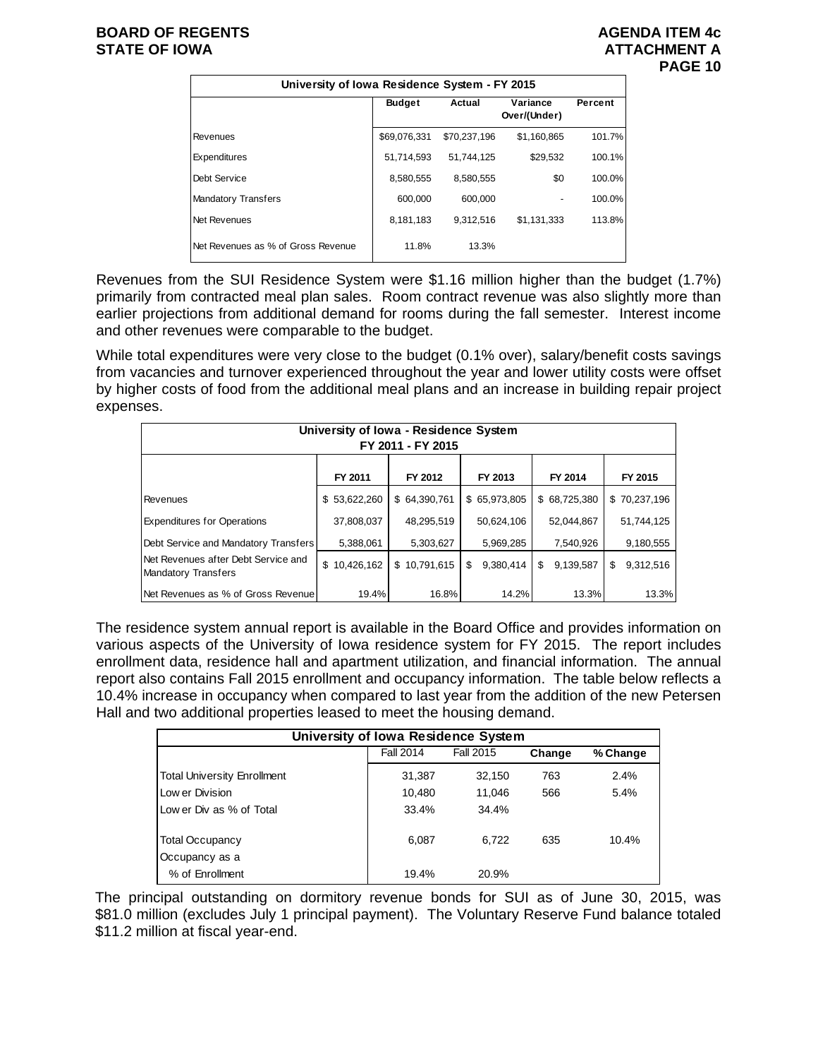| University of Iowa Residence System - FY 2015 | | | | |
|---|---|---|---|---|
| | Budget | Actual | Variance Over/(Under) | Percent |
| Revenues | $69,076,331 | $70,237,196 | $1,160,865 | 101.7% |
| Expenditures | 51,714,593 | 51,744,125 | $29,532 | 100.1% |
| Debt Service | 8,580,555 | 8,580,555 | $0 | 100.0% |
| Mandatory Transfers | 600,000 | 600,000 | - | 100.0% |
| Net Revenues | 8,181,183 | 9,312,516 | $1,131,333 | 113.8% |
| Net Revenues as % of Gross Revenue | 11.8% | 13.3% | | |

Revenues from the SUI Residence System were $1.16 million higher than the budget (1.7%) primarily from contracted meal plan sales. Room contract revenue was also slightly more than earlier projections from additional demand for rooms during the fall semester. Interest income and other revenues were comparable to the budget.

While total expenditures were very close to the budget (0.1% over), salary/benefit costs savings from vacancies and turnover experienced throughout the year and lower utility costs were offset by higher costs of food from the additional meal plans and an increase in building repair project expenses.

| University of Iowa - Residence System FY 2011 - FY 2015 | | | | | |
|---|---|---|---|---|---|
| | FY 2011 | FY 2012 | FY 2013 | FY 2014 | FY 2015 |
| Revenues | $ 53,622,260 | $ 64,390,761 | $ 65,973,805 | $ 68,725,380 | $ 70,237,196 |
| Expenditures for Operations | 37,808,037 | 48,295,519 | 50,624,106 | 52,044,867 | 51,744,125 |
| Debt Service and Mandatory Transfers | 5,388,061 | 5,303,627 | 5,969,285 | 7,540,926 | 9,180,555 |
| Net Revenues after Debt Service and Mandatory Transfers | $ 10,426,162 | $ 10,791,615 | $ 9,380,414 | $ 9,139,587 | $ 9,312,516 |
| Net Revenues as % of Gross Revenue | 19.4% | 16.8% | 14.2% | 13.3% | 13.3% |

The residence system annual report is available in the Board Office and provides information on various aspects of the University of Iowa residence system for FY 2015. The report includes enrollment data, residence hall and apartment utilization, and financial information. The annual report also contains Fall 2015 enrollment and occupancy information. The table below reflects a 10.4% increase in occupancy when compared to last year from the addition of the new Petersen Hall and two additional properties leased to meet the housing demand.

| University of Iowa Residence System | | | | |
|---|---|---|---|---|
| | Fall 2014 | Fall 2015 | Change | % Change |
| Total University Enrollment | 31,387 | 32,150 | 763 | 2.4% |
| Lower Division | 10,480 | 11,046 | 566 | 5.4% |
| Lower Div as % of Total | 33.4% | 34.4% | | |
| Total Occupancy | 6,087 | 6,722 | 635 | 10.4% |
| Occupancy as a % of Enrollment | 19.4% | 20.9% | | |

The principal outstanding on dormitory revenue bonds for SUI as of June 30, 2015, was $81.0 million (excludes July 1 principal payment). The Voluntary Reserve Fund balance totaled $11.2 million at fiscal year-end.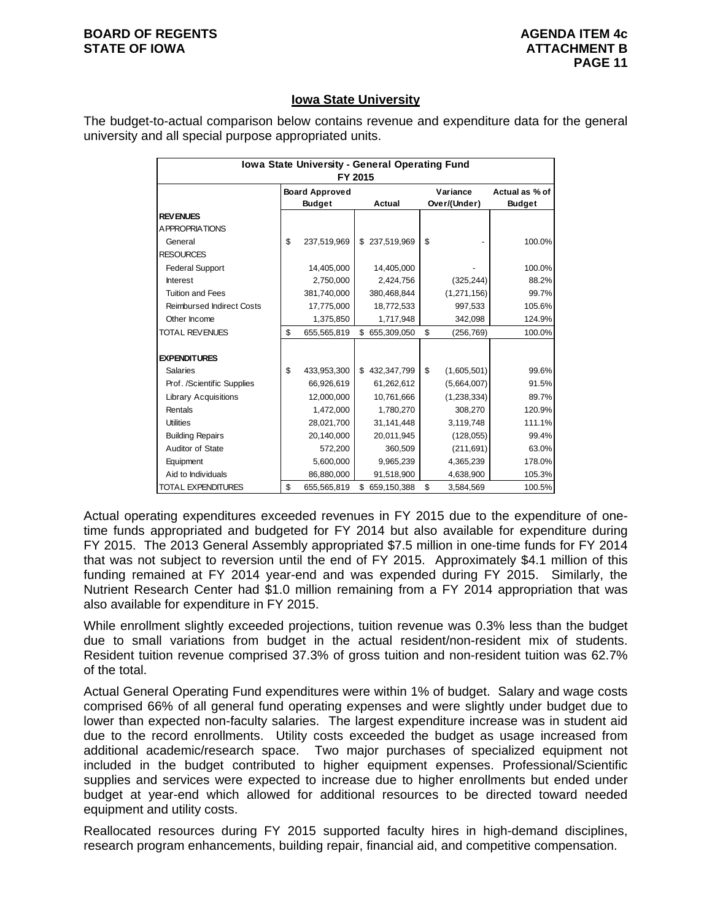## Iowa State University

The budget-to-actual comparison below contains revenue and expenditure data for the general university and all special purpose appropriated units.

| Iowa State University - General Operating Fund FY 2015 | | | | |
|---|---|---|---|---|
| | Board Approved Budget | Actual | Variance Over/(Under) | Actual as % of Budget |
| **REVENUES** | | | | |
| APPROPRIATIONS | | | | |
| General | $ 237,519,969 | $ 237,519,969 | $ - | 100.0% |
| RESOURCES | | | | |
| Federal Support | 14,405,000 | 14,405,000 | - | 100.0% |
| Interest | 2,750,000 | 2,424,756 | (325,244) | 88.2% |
| Tuition and Fees | 381,740,000 | 380,468,844 | (1,271,156) | 99.7% |
| Reimbursed Indirect Costs | 17,775,000 | 18,772,533 | 997,533 | 105.6% |
| Other Income | 1,375,850 | 1,717,948 | 342,098 | 124.9% |
| TOTAL REVENUES | $ 655,565,819 | $ 655,309,050 | $ (256,769) | 100.0% |
| | | | | |
| **EXPENDITURES** | | | | |
| Salaries | $ 433,953,300 | $ 432,347,799 | $ (1,605,501) | 99.6% |
| Prof. /Scientific Supplies | 66,926,619 | 61,262,612 | (5,664,007) | 91.5% |
| Library Acquisitions | 12,000,000 | 10,761,666 | (1,238,334) | 89.7% |
| Rentals | 1,472,000 | 1,780,270 | 308,270 | 120.9% |
| Utilities | 28,021,700 | 31,141,448 | 3,119,748 | 111.1% |
| Building Repairs | 20,140,000 | 20,011,945 | (128,055) | 99.4% |
| Auditor of State | 572,200 | 360,509 | (211,691) | 63.0% |
| Equipment | 5,600,000 | 9,965,239 | 4,365,239 | 178.0% |
| Aid to Individuals | 86,880,000 | 91,518,900 | 4,638,900 | 105.3% |
| TOTAL EXPENDITURES | $ 655,565,819 | $ 659,150,388 | $ 3,584,569 | 100.5% |

Actual operating expenditures exceeded revenues in FY 2015 due to the expenditure of one-time funds appropriated and budgeted for FY 2014 but also available for expenditure during FY 2015. The 2013 General Assembly appropriated $7.5 million in one-time funds for FY 2014 that was not subject to reversion until the end of FY 2015. Approximately $4.1 million of this funding remained at FY 2014 year-end and was expended during FY 2015. Similarly, the Nutrient Research Center had $1.0 million remaining from a FY 2014 appropriation that was also available for expenditure in FY 2015.

While enrollment slightly exceeded projections, tuition revenue was 0.3% less than the budget due to small variations from budget in the actual resident/non-resident mix of students. Resident tuition revenue comprised 37.3% of gross tuition and non-resident tuition was 62.7% of the total.

Actual General Operating Fund expenditures were within 1% of budget. Salary and wage costs comprised 66% of all general fund operating expenses and were slightly under budget due to lower than expected non-faculty salaries. The largest expenditure increase was in student aid due to the record enrollments. Utility costs exceeded the budget as usage increased from additional academic/research space. Two major purchases of specialized equipment not included in the budget contributed to higher equipment expenses. Professional/Scientific supplies and services were expected to increase due to higher enrollments but ended under budget at year-end which allowed for additional resources to be directed toward needed equipment and utility costs.

Reallocated resources during FY 2015 supported faculty hires in high-demand disciplines, research program enhancements, building repair, financial aid, and competitive compensation.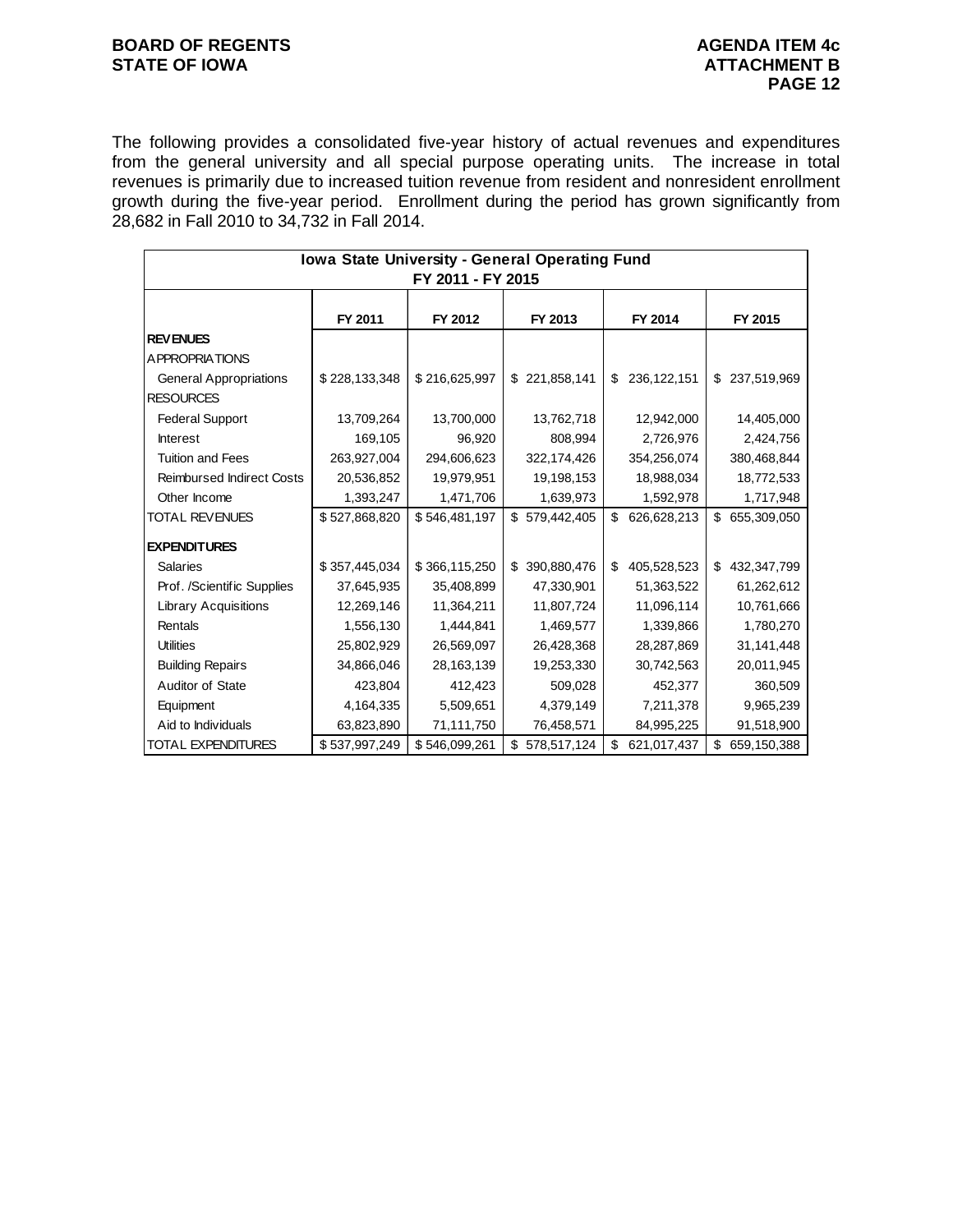The following provides a consolidated five-year history of actual revenues and expenditures from the general university and all special purpose operating units. The increase in total revenues is primarily due to increased tuition revenue from resident and nonresident enrollment growth during the five-year period. Enrollment during the period has grown significantly from 28,682 in Fall 2010 to 34,732 in Fall 2014.

| Iowa State University - General Operating Fund FY 2011 - FY 2015 | | | | | |
|---|---|---|---|---|---|
| | FY 2011 | FY 2012 | FY 2013 | FY 2014 | FY 2015 |
| **REVENUES** | | | | | |
| APPROPRIATIONS | | | | | |
| General Appropriations | $ 228,133,348 | $ 216,625,997 | $ 221,858,141 | $ 236,122,151 | $ 237,519,969 |
| RESOURCES | | | | | |
| Federal Support | 13,709,264 | 13,700,000 | 13,762,718 | 12,942,000 | 14,405,000 |
| Interest | 169,105 | 96,920 | 808,994 | 2,726,976 | 2,424,756 |
| Tuition and Fees | 263,927,004 | 294,606,623 | 322,174,426 | 354,256,074 | 380,468,844 |
| Reimbursed Indirect Costs | 20,536,852 | 19,979,951 | 19,198,153 | 18,988,034 | 18,772,533 |
| Other Income | 1,393,247 | 1,471,706 | 1,639,973 | 1,592,978 | 1,717,948 |
| TOTAL REVENUES | $ 527,868,820 | $ 546,481,197 | $ 579,442,405 | $ 626,628,213 | $ 655,309,050 |
| **EXPENDITURES** | | | | | |
| Salaries | $ 357,445,034 | $ 366,115,250 | $ 390,880,476 | $ 405,528,523 | $ 432,347,799 |
| Prof. /Scientific Supplies | 37,645,935 | 35,408,899 | 47,330,901 | 51,363,522 | 61,262,612 |
| Library Acquisitions | 12,269,146 | 11,364,211 | 11,807,724 | 11,096,114 | 10,761,666 |
| Rentals | 1,556,130 | 1,444,841 | 1,469,577 | 1,339,866 | 1,780,270 |
| Utilities | 25,802,929 | 26,569,097 | 26,428,368 | 28,287,869 | 31,141,448 |
| Building Repairs | 34,866,046 | 28,163,139 | 19,253,330 | 30,742,563 | 20,011,945 |
| Auditor of State | 423,804 | 412,423 | 509,028 | 452,377 | 360,509 |
| Equipment | 4,164,335 | 5,509,651 | 4,379,149 | 7,211,378 | 9,965,239 |
| Aid to Individuals | 63,823,890 | 71,111,750 | 76,458,571 | 84,995,225 | 91,518,900 |
| TOTAL EXPENDITURES | $ 537,997,249 | $ 546,099,261 | $ 578,517,124 | $ 621,017,437 | $ 659,150,388 |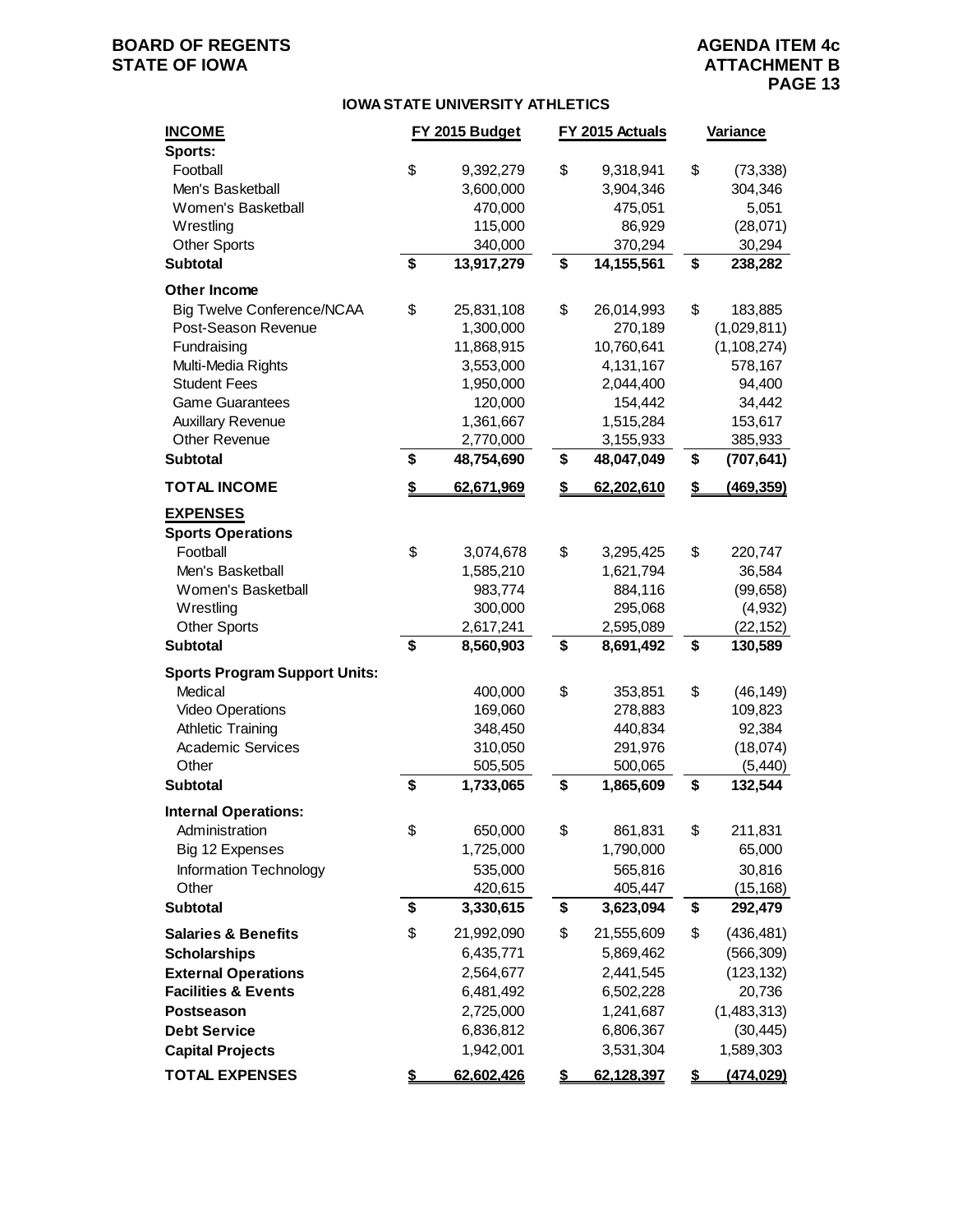BOARD OF REGENTS
STATE OF IOWA

AGENDA ITEM 4c
ATTACHMENT B
PAGE 13

## IOWA STATE UNIVERSITY ATHLETICS

| INCOME | FY 2015 Budget | FY 2015 Actuals | Variance |
|---|---|---|---|
| **Sports:** | | | |
| Football | $ 9,392,279 | $ 9,318,941 | $ (73,338) |
| Men's Basketball | 3,600,000 | 3,904,346 | 304,346 |
| Women's Basketball | 470,000 | 475,051 | 5,051 |
| Wrestling | 115,000 | 86,929 | (28,071) |
| Other Sports | 340,000 | 370,294 | 30,294 |
| **Subtotal** | **$ 13,917,279** | **$ 14,155,561** | **$ 238,282** |
| **Other Income** | | | |
| Big Twelve Conference/NCAA | $ 25,831,108 | $ 26,014,993 | $ 183,885 |
| Post-Season Revenue | 1,300,000 | 270,189 | (1,029,811) |
| Fundraising | 11,868,915 | 10,760,641 | (1,108,274) |
| Multi-Media Rights | 3,553,000 | 4,131,167 | 578,167 |
| Student Fees | 1,950,000 | 2,044,400 | 94,400 |
| Game Guarantees | 120,000 | 154,442 | 34,442 |
| Auxillary Revenue | 1,361,667 | 1,515,284 | 153,617 |
| Other Revenue | 2,770,000 | 3,155,933 | 385,933 |
| **Subtotal** | **$ 48,754,690** | **$ 48,047,049** | **$ (707,641)** |
| **TOTAL INCOME** | **$ 62,671,969** | **$ 62,202,610** | **$ (469,359)** |
| **EXPENSES** | | | |
| **Sports Operations** | | | |
| Football | $ 3,074,678 | $ 3,295,425 | $ 220,747 |
| Men's Basketball | 1,585,210 | 1,621,794 | 36,584 |
| Women's Basketball | 983,774 | 884,116 | (99,658) |
| Wrestling | 300,000 | 295,068 | (4,932) |
| Other Sports | 2,617,241 | 2,595,089 | (22,152) |
| **Subtotal** | **$ 8,560,903** | **$ 8,691,492** | **$ 130,589** |
| **Sports Program Support Units:** | | | |
| Medical | 400,000 | $ 353,851 | $ (46,149) |
| Video Operations | 169,060 | 278,883 | 109,823 |
| Athletic Training | 348,450 | 440,834 | 92,384 |
| Academic Services | 310,050 | 291,976 | (18,074) |
| Other | 505,505 | 500,065 | (5,440) |
| **Subtotal** | **$ 1,733,065** | **$ 1,865,609** | **$ 132,544** |
| **Internal Operations:** | | | |
| Administration | $ 650,000 | $ 861,831 | $ 211,831 |
| Big 12 Expenses | 1,725,000 | 1,790,000 | 65,000 |
| Information Technology | 535,000 | 565,816 | 30,816 |
| Other | 420,615 | 405,447 | (15,168) |
| **Subtotal** | **$ 3,330,615** | **$ 3,623,094** | **$ 292,479** |
| **Salaries & Benefits** | $ 21,992,090 | $ 21,555,609 | $ (436,481) |
| **Scholarships** | 6,435,771 | 5,869,462 | (566,309) |
| **External Operations** | 2,564,677 | 2,441,545 | (123,132) |
| **Facilities & Events** | 6,481,492 | 6,502,228 | 20,736 |
| **Postseason** | 2,725,000 | 1,241,687 | (1,483,313) |
| **Debt Service** | 6,836,812 | 6,806,367 | (30,445) |
| **Capital Projects** | 1,942,001 | 3,531,304 | 1,589,303 |
| **TOTAL EXPENSES** | **$ 62,602,426** | **$ 62,128,397** | **$ (474,029)** |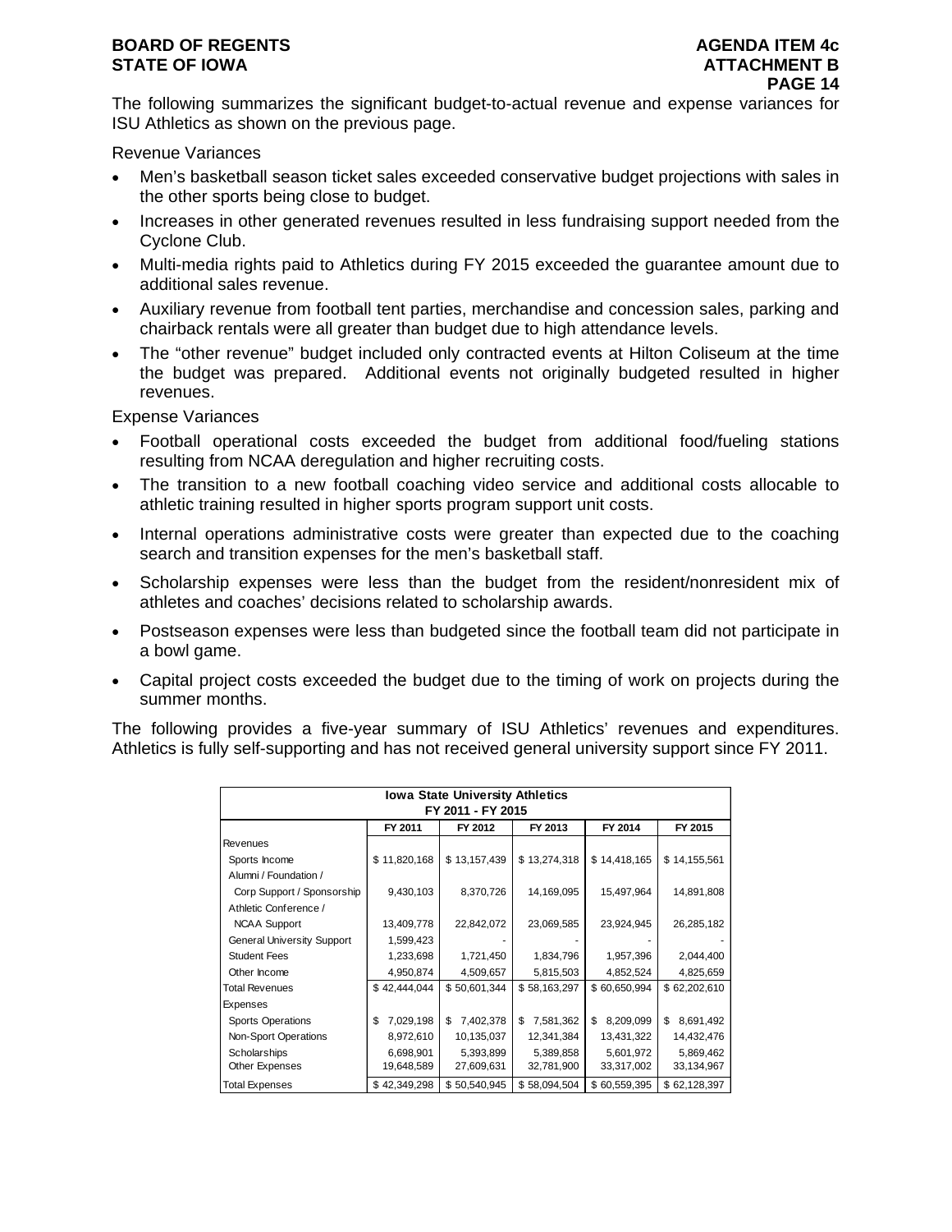The following summarizes the significant budget-to-actual revenue and expense variances for ISU Athletics as shown on the previous page.

Revenue Variances

- Men's basketball season ticket sales exceeded conservative budget projections with sales in the other sports being close to budget.
- Increases in other generated revenues resulted in less fundraising support needed from the Cyclone Club.
- Multi-media rights paid to Athletics during FY 2015 exceeded the guarantee amount due to additional sales revenue.
- Auxiliary revenue from football tent parties, merchandise and concession sales, parking and chairback rentals were all greater than budget due to high attendance levels.
- The "other revenue" budget included only contracted events at Hilton Coliseum at the time the budget was prepared. Additional events not originally budgeted resulted in higher revenues.

Expense Variances

- Football operational costs exceeded the budget from additional food/fueling stations resulting from NCAA deregulation and higher recruiting costs.
- The transition to a new football coaching video service and additional costs allocable to athletic training resulted in higher sports program support unit costs.
- Internal operations administrative costs were greater than expected due to the coaching search and transition expenses for the men's basketball staff.
- Scholarship expenses were less than the budget from the resident/nonresident mix of athletes and coaches' decisions related to scholarship awards.
- Postseason expenses were less than budgeted since the football team did not participate in a bowl game.
- Capital project costs exceeded the budget due to the timing of work on projects during the summer months.

The following provides a five-year summary of ISU Athletics' revenues and expenditures. Athletics is fully self-supporting and has not received general university support since FY 2011.

**Iowa State University Athletics**
**FY 2011 - FY 2015**

| | FY 2011 | FY 2012 | FY 2013 | FY 2014 | FY 2015 |
|---|---|---|---|---|---|
| Revenues | | | | | |
| Sports Income | $ 11,820,168 | $ 13,157,439 | $ 13,274,318 | $ 14,418,165 | $ 14,155,561 |
| Alumni / Foundation / Corp Support / Sponsorship | 9,430,103 | 8,370,726 | 14,169,095 | 15,497,964 | 14,891,808 |
| Athletic Conference / NCAA Support | 13,409,778 | 22,842,072 | 23,069,585 | 23,924,945 | 26,285,182 |
| General University Support | 1,599,423 | - | - | - | - |
| Student Fees | 1,233,698 | 1,721,450 | 1,834,796 | 1,957,396 | 2,044,400 |
| Other Income | 4,950,874 | 4,509,657 | 5,815,503 | 4,852,524 | 4,825,659 |
| Total Revenues | $ 42,444,044 | $ 50,601,344 | $ 58,163,297 | $ 60,650,994 | $ 62,202,610 |
| Expenses | | | | | |
| Sports Operations | $ 7,029,198 | $ 7,402,378 | $ 7,581,362 | $ 8,209,099 | $ 8,691,492 |
| Non-Sport Operations | 8,972,610 | 10,135,037 | 12,341,384 | 13,431,322 | 14,432,476 |
| Scholarships | 6,698,901 | 5,393,899 | 5,389,858 | 5,601,972 | 5,869,462 |
| Other Expenses | 19,648,589 | 27,609,631 | 32,781,900 | 33,317,002 | 33,134,967 |
| Total Expenses | $ 42,349,298 | $ 50,540,945 | $ 58,094,504 | $ 60,559,395 | $ 62,128,397 |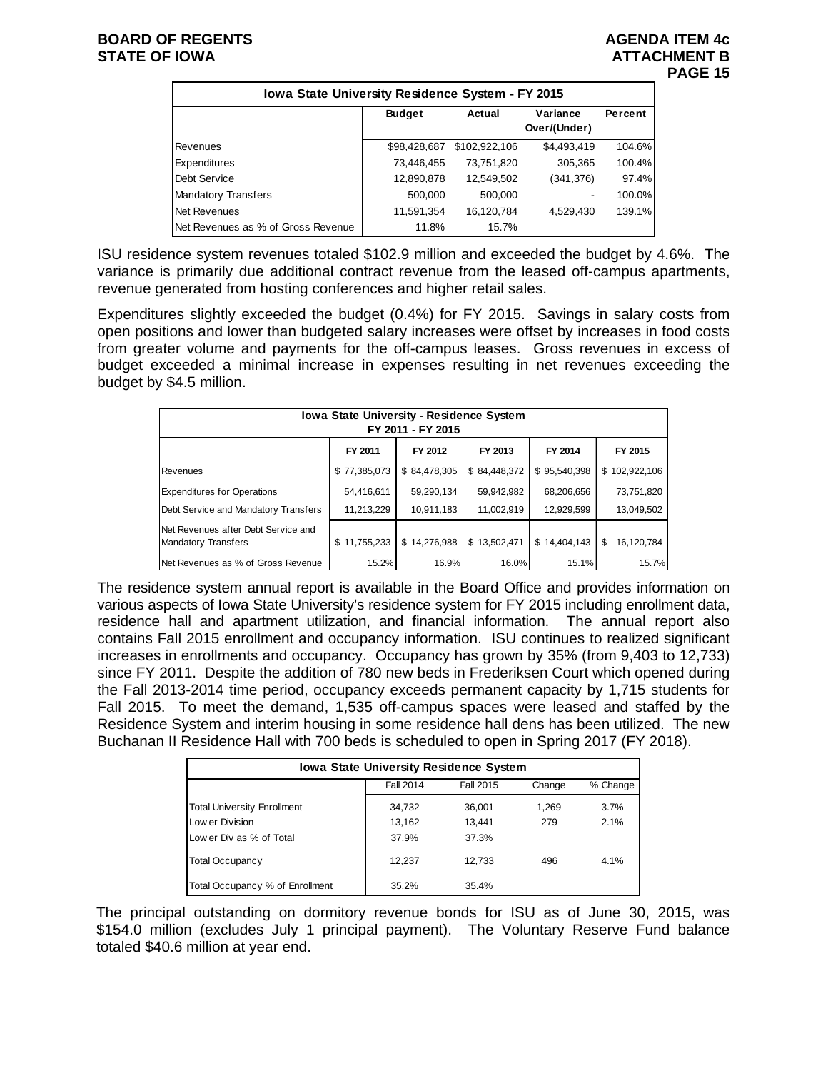| Iowa State University Residence System - FY 2015 | | | | |
|---|---|---|---|---|
| | Budget | Actual | Variance Over/(Under) | Percent |
| Revenues | $98,428,687 | $102,922,106 | $4,493,419 | 104.6% |
| Expenditures | 73,446,455 | 73,751,820 | 305,365 | 100.4% |
| Debt Service | 12,890,878 | 12,549,502 | (341,376) | 97.4% |
| Mandatory Transfers | 500,000 | 500,000 | - | 100.0% |
| Net Revenues | 11,591,354 | 16,120,784 | 4,529,430 | 139.1% |
| Net Revenues as % of Gross Revenue | 11.8% | 15.7% | | |

ISU residence system revenues totaled $102.9 million and exceeded the budget by 4.6%. The variance is primarily due additional contract revenue from the leased off-campus apartments, revenue generated from hosting conferences and higher retail sales.

Expenditures slightly exceeded the budget (0.4%) for FY 2015. Savings in salary costs from open positions and lower than budgeted salary increases were offset by increases in food costs from greater volume and payments for the off-campus leases. Gross revenues in excess of budget exceeded a minimal increase in expenses resulting in net revenues exceeding the budget by $4.5 million.

| Iowa State University - Residence System FY 2011 - FY 2015 | | | | | |
|---|---|---|---|---|---|
| | FY 2011 | FY 2012 | FY 2013 | FY 2014 | FY 2015 |
| Revenues | $ 77,385,073 | $ 84,478,305 | $ 84,448,372 | $ 95,540,398 | $ 102,922,106 |
| Expenditures for Operations | 54,416,611 | 59,290,134 | 59,942,982 | 68,206,656 | 73,751,820 |
| Debt Service and Mandatory Transfers | 11,213,229 | 10,911,183 | 11,002,919 | 12,929,599 | 13,049,502 |
| Net Revenues after Debt Service and Mandatory Transfers | $ 11,755,233 | $ 14,276,988 | $ 13,502,471 | $ 14,404,143 | $ 16,120,784 |
| Net Revenues as % of Gross Revenue | 15.2% | 16.9% | 16.0% | 15.1% | 15.7% |

The residence system annual report is available in the Board Office and provides information on various aspects of Iowa State University's residence system for FY 2015 including enrollment data, residence hall and apartment utilization, and financial information. The annual report also contains Fall 2015 enrollment and occupancy information. ISU continues to realized significant increases in enrollments and occupancy. Occupancy has grown by 35% (from 9,403 to 12,733) since FY 2011. Despite the addition of 780 new beds in Frederiksen Court which opened during the Fall 2013-2014 time period, occupancy exceeds permanent capacity by 1,715 students for Fall 2015. To meet the demand, 1,535 off-campus spaces were leased and staffed by the Residence System and interim housing in some residence hall dens has been utilized. The new Buchanan II Residence Hall with 700 beds is scheduled to open in Spring 2017 (FY 2018).

| Iowa State University Residence System | | | | |
|---|---|---|---|---|
| | Fall 2014 | Fall 2015 | Change | % Change |
| Total University Enrollment | 34,732 | 36,001 | 1,269 | 3.7% |
| Lower Division | 13,162 | 13,441 | 279 | 2.1% |
| Lower Div as % of Total | 37.9% | 37.3% | | |
| Total Occupancy | 12,237 | 12,733 | 496 | 4.1% |
| Total Occupancy % of Enrollment | 35.2% | 35.4% | | |

The principal outstanding on dormitory revenue bonds for ISU as of June 30, 2015, was $154.0 million (excludes July 1 principal payment). The Voluntary Reserve Fund balance totaled $40.6 million at year end.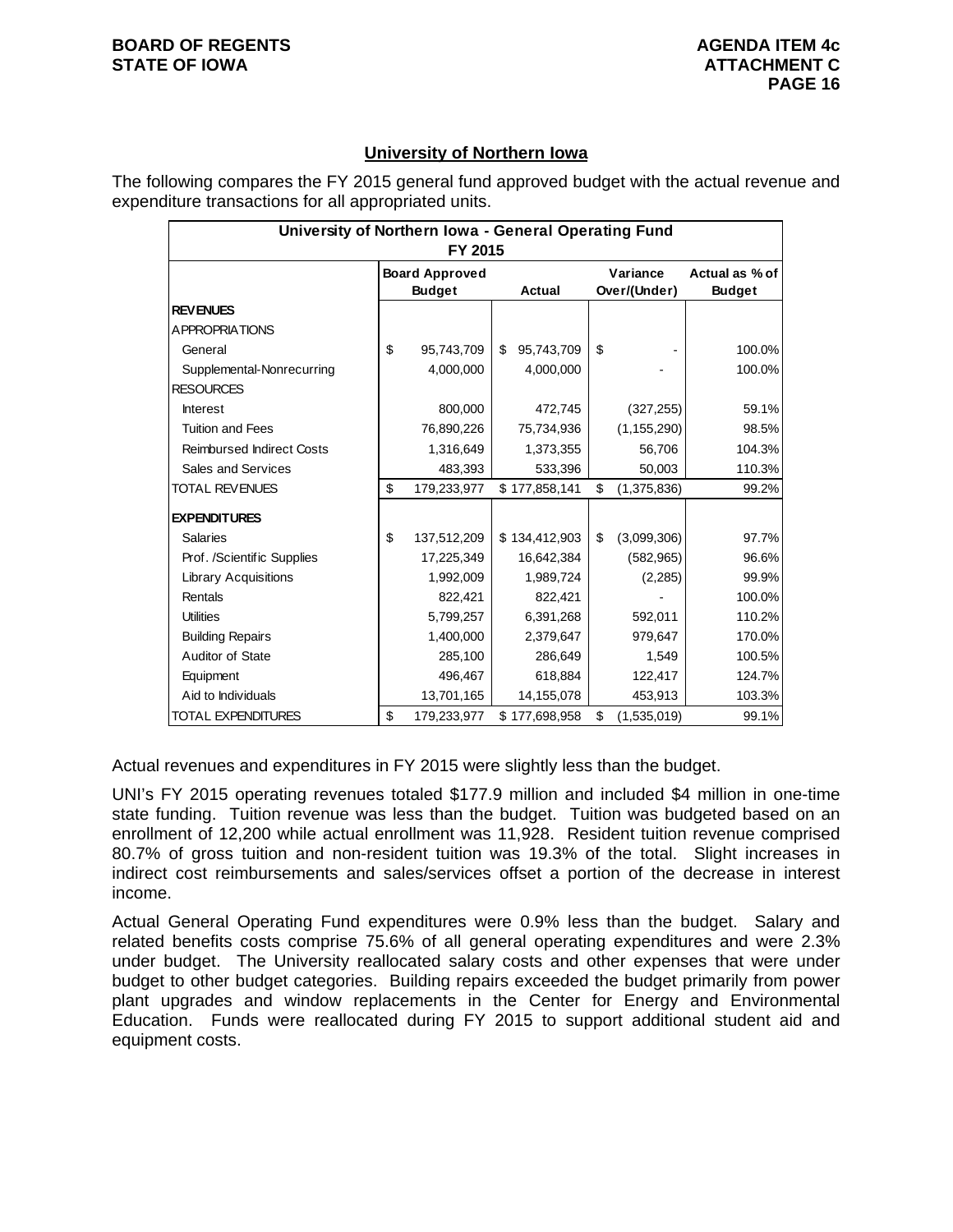## University of Northern Iowa

The following compares the FY 2015 general fund approved budget with the actual revenue and expenditure transactions for all appropriated units.

| University of Northern Iowa - General Operating Fund FY 2015 | | | | |
|---|---|---|---|---|
| | Board Approved Budget | Actual | Variance Over/(Under) | Actual as % of Budget |
| **REVENUES** | | | | |
| APPROPRIATIONS | | | | |
| General | $ 95,743,709 | $ 95,743,709 | $ - | 100.0% |
| Supplemental-Nonrecurring | 4,000,000 | 4,000,000 | - | 100.0% |
| RESOURCES | | | | |
| Interest | 800,000 | 472,745 | (327,255) | 59.1% |
| Tuition and Fees | 76,890,226 | 75,734,936 | (1,155,290) | 98.5% |
| Reimbursed Indirect Costs | 1,316,649 | 1,373,355 | 56,706 | 104.3% |
| Sales and Services | 483,393 | 533,396 | 50,003 | 110.3% |
| TOTAL REVENUES | $ 179,233,977 | $ 177,858,141 | $ (1,375,836) | 99.2% |
| **EXPENDITURES** | | | | |
| Salaries | $ 137,512,209 | $ 134,412,903 | $ (3,099,306) | 97.7% |
| Prof. /Scientific Supplies | 17,225,349 | 16,642,384 | (582,965) | 96.6% |
| Library Acquisitions | 1,992,009 | 1,989,724 | (2,285) | 99.9% |
| Rentals | 822,421 | 822,421 | - | 100.0% |
| Utilities | 5,799,257 | 6,391,268 | 592,011 | 110.2% |
| Building Repairs | 1,400,000 | 2,379,647 | 979,647 | 170.0% |
| Auditor of State | 285,100 | 286,649 | 1,549 | 100.5% |
| Equipment | 496,467 | 618,884 | 122,417 | 124.7% |
| Aid to Individuals | 13,701,165 | 14,155,078 | 453,913 | 103.3% |
| TOTAL EXPENDITURES | $ 179,233,977 | $ 177,698,958 | $ (1,535,019) | 99.1% |

Actual revenues and expenditures in FY 2015 were slightly less than the budget.

UNI's FY 2015 operating revenues totaled $177.9 million and included $4 million in one-time state funding. Tuition revenue was less than the budget. Tuition was budgeted based on an enrollment of 12,200 while actual enrollment was 11,928. Resident tuition revenue comprised 80.7% of gross tuition and non-resident tuition was 19.3% of the total. Slight increases in indirect cost reimbursements and sales/services offset a portion of the decrease in interest income.

Actual General Operating Fund expenditures were 0.9% less than the budget. Salary and related benefits costs comprise 75.6% of all general operating expenditures and were 2.3% under budget. The University reallocated salary costs and other expenses that were under budget to other budget categories. Building repairs exceeded the budget primarily from power plant upgrades and window replacements in the Center for Energy and Environmental Education. Funds were reallocated during FY 2015 to support additional student aid and equipment costs.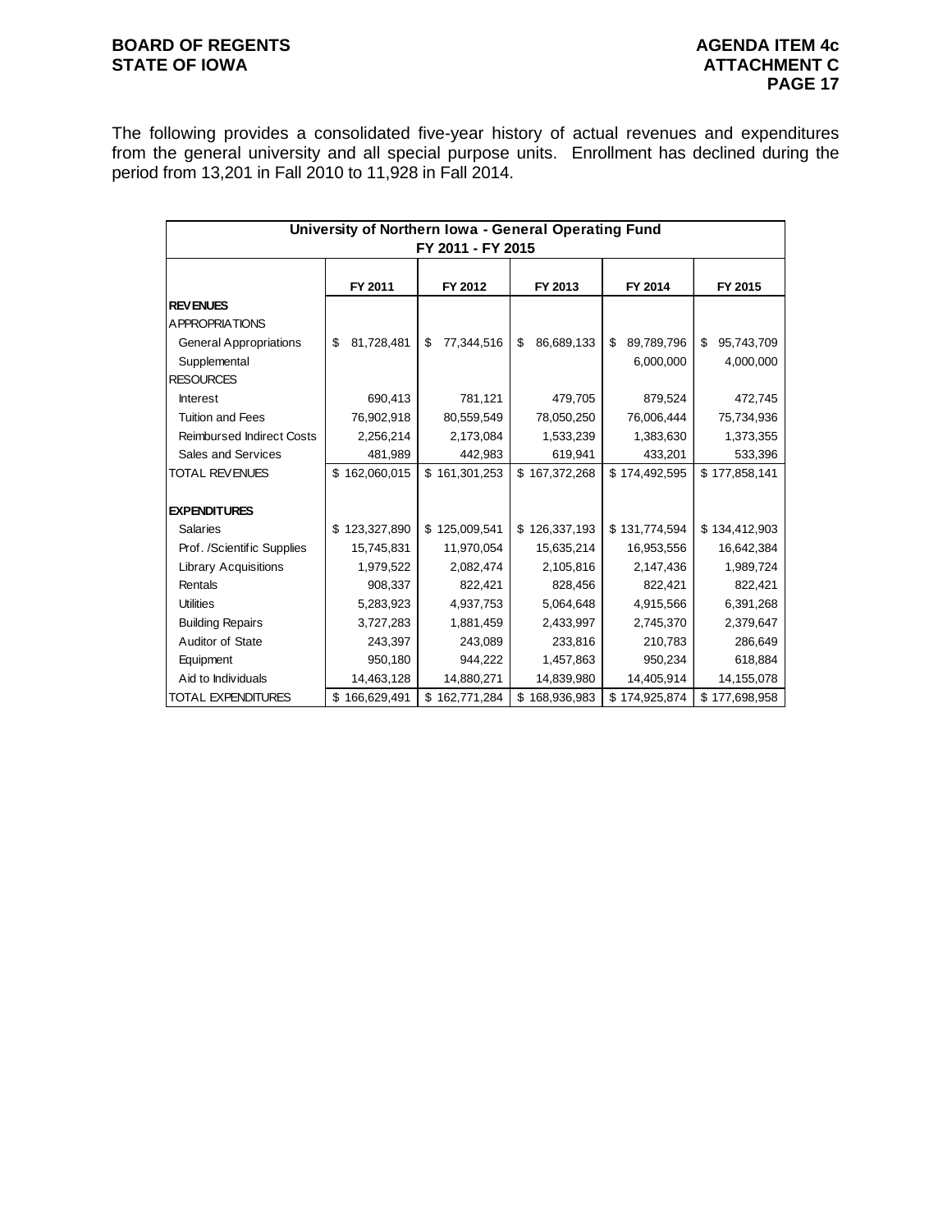The following provides a consolidated five-year history of actual revenues and expenditures from the general university and all special purpose units. Enrollment has declined during the period from 13,201 in Fall 2010 to 11,928 in Fall 2014.

| University of Northern Iowa - General Operating Fund FY 2011 - FY 2015 | | | | | |
|---|---|---|---|---|---|
| | FY 2011 | FY 2012 | FY 2013 | FY 2014 | FY 2015 |
| **REVENUES** | | | | | |
| APPROPRIATIONS | | | | | |
| General Appropriations | $ 81,728,481 | $ 77,344,516 | $ 86,689,133 | $ 89,789,796 | $ 95,743,709 |
| Supplemental | | | | 6,000,000 | 4,000,000 |
| RESOURCES | | | | | |
| Interest | 690,413 | 781,121 | 479,705 | 879,524 | 472,745 |
| Tuition and Fees | 76,902,918 | 80,559,549 | 78,050,250 | 76,006,444 | 75,734,936 |
| Reimbursed Indirect Costs | 2,256,214 | 2,173,084 | 1,533,239 | 1,383,630 | 1,373,355 |
| Sales and Services | 481,989 | 442,983 | 619,941 | 433,201 | 533,396 |
| TOTAL REVENUES | $ 162,060,015 | $ 161,301,253 | $ 167,372,268 | $ 174,492,595 | $ 177,858,141 |
| | | | | | |
| **EXPENDITURES** | | | | | |
| Salaries | $ 123,327,890 | $ 125,009,541 | $ 126,337,193 | $ 131,774,594 | $ 134,412,903 |
| Prof. /Scientific Supplies | 15,745,831 | 11,970,054 | 15,635,214 | 16,953,556 | 16,642,384 |
| Library Acquisitions | 1,979,522 | 2,082,474 | 2,105,816 | 2,147,436 | 1,989,724 |
| Rentals | 908,337 | 822,421 | 828,456 | 822,421 | 822,421 |
| Utilities | 5,283,923 | 4,937,753 | 5,064,648 | 4,915,566 | 6,391,268 |
| Building Repairs | 3,727,283 | 1,881,459 | 2,433,997 | 2,745,370 | 2,379,647 |
| Auditor of State | 243,397 | 243,089 | 233,816 | 210,783 | 286,649 |
| Equipment | 950,180 | 944,222 | 1,457,863 | 950,234 | 618,884 |
| Aid to Individuals | 14,463,128 | 14,880,271 | 14,839,980 | 14,405,914 | 14,155,078 |
| TOTAL EXPENDITURES | $ 166,629,491 | $ 162,771,284 | $ 168,936,983 | $ 174,925,874 | $ 177,698,958 |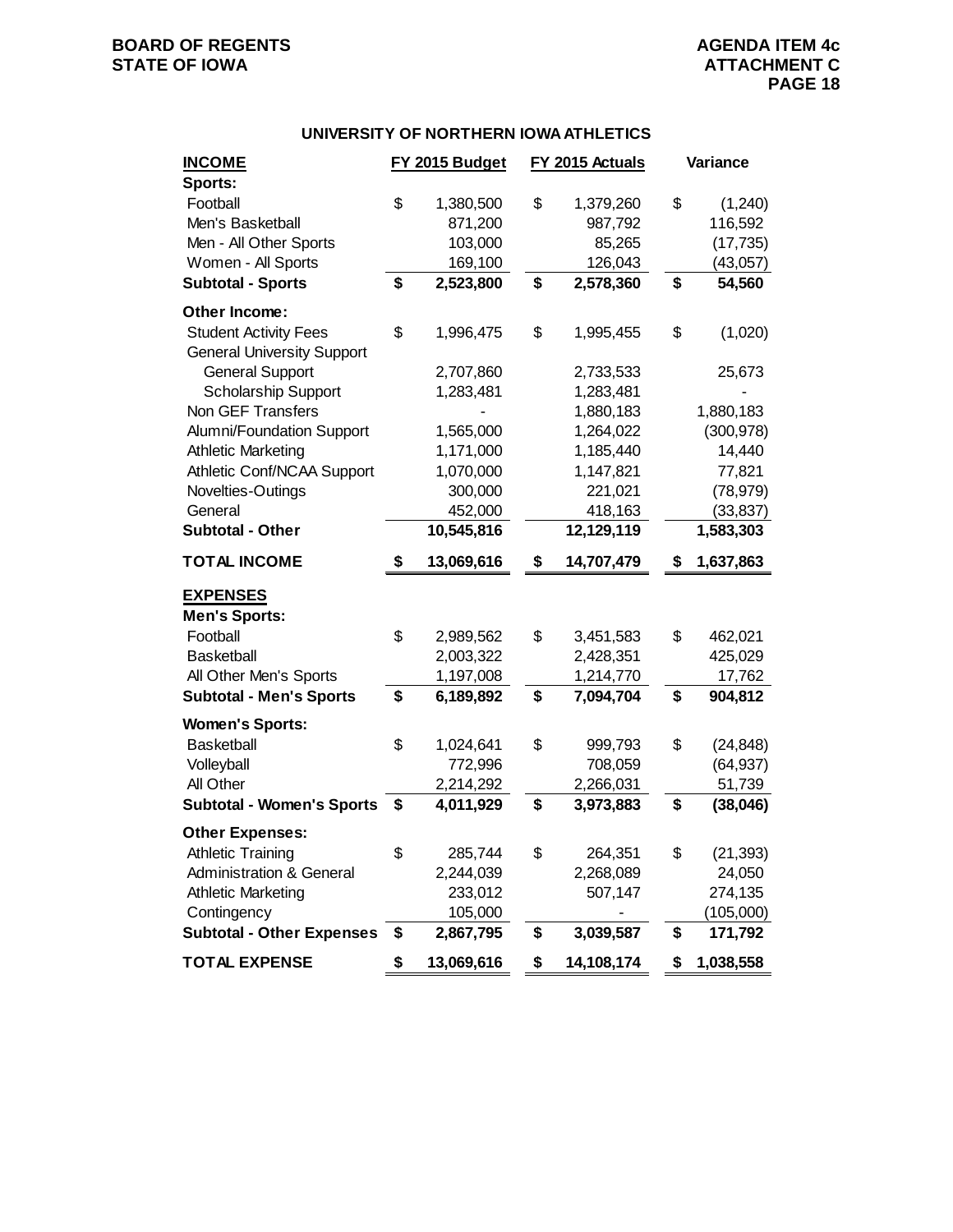## UNIVERSITY OF NORTHERN IOWA ATHLETICS

| INCOME | FY 2015 Budget | FY 2015 Actuals | Variance |
|---|---|---|---|
| **Sports:** | | | |
| Football | $ 1,380,500 | $ 1,379,260 | $ (1,240) |
| Men's Basketball | 871,200 | 987,792 | 116,592 |
| Men - All Other Sports | 103,000 | 85,265 | (17,735) |
| Women - All Sports | 169,100 | 126,043 | (43,057) |
| **Subtotal - Sports** | **$ 2,523,800** | **$ 2,578,360** | **$ 54,560** |
| **Other Income:** | | | |
| Student Activity Fees | $ 1,996,475 | $ 1,995,455 | $ (1,020) |
| General University Support | | | |
| General Support | 2,707,860 | 2,733,533 | 25,673 |
| Scholarship Support | 1,283,481 | 1,283,481 | - |
| Non GEF Transfers | - | 1,880,183 | 1,880,183 |
| Alumni/Foundation Support | 1,565,000 | 1,264,022 | (300,978) |
| Athletic Marketing | 1,171,000 | 1,185,440 | 14,440 |
| Athletic Conf/NCAA Support | 1,070,000 | 1,147,821 | 77,821 |
| Novelties-Outings | 300,000 | 221,021 | (78,979) |
| General | 452,000 | 418,163 | (33,837) |
| **Subtotal - Other** | **10,545,816** | **12,129,119** | **1,583,303** |
| **TOTAL INCOME** | **$ 13,069,616** | **$ 14,707,479** | **$ 1,637,863** |
| **EXPENSES** | | | |
| **Men's Sports:** | | | |
| Football | $ 2,989,562 | $ 3,451,583 | $ 462,021 |
| Basketball | 2,003,322 | 2,428,351 | 425,029 |
| All Other Men's Sports | 1,197,008 | 1,214,770 | 17,762 |
| **Subtotal - Men's Sports** | **$ 6,189,892** | **$ 7,094,704** | **$ 904,812** |
| **Women's Sports:** | | | |
| Basketball | $ 1,024,641 | $ 999,793 | $ (24,848) |
| Volleyball | 772,996 | 708,059 | (64,937) |
| All Other | 2,214,292 | 2,266,031 | 51,739 |
| **Subtotal - Women's Sports** | **$ 4,011,929** | **$ 3,973,883** | **$ (38,046)** |
| **Other Expenses:** | | | |
| Athletic Training | $ 285,744 | $ 264,351 | $ (21,393) |
| Administration & General | 2,244,039 | 2,268,089 | 24,050 |
| Athletic Marketing | 233,012 | 507,147 | 274,135 |
| Contingency | 105,000 | - | (105,000) |
| **Subtotal - Other Expenses** | **$ 2,867,795** | **$ 3,039,587** | **$ 171,792** |
| **TOTAL EXPENSE** | **$ 13,069,616** | **$ 14,108,174** | **$ 1,038,558** |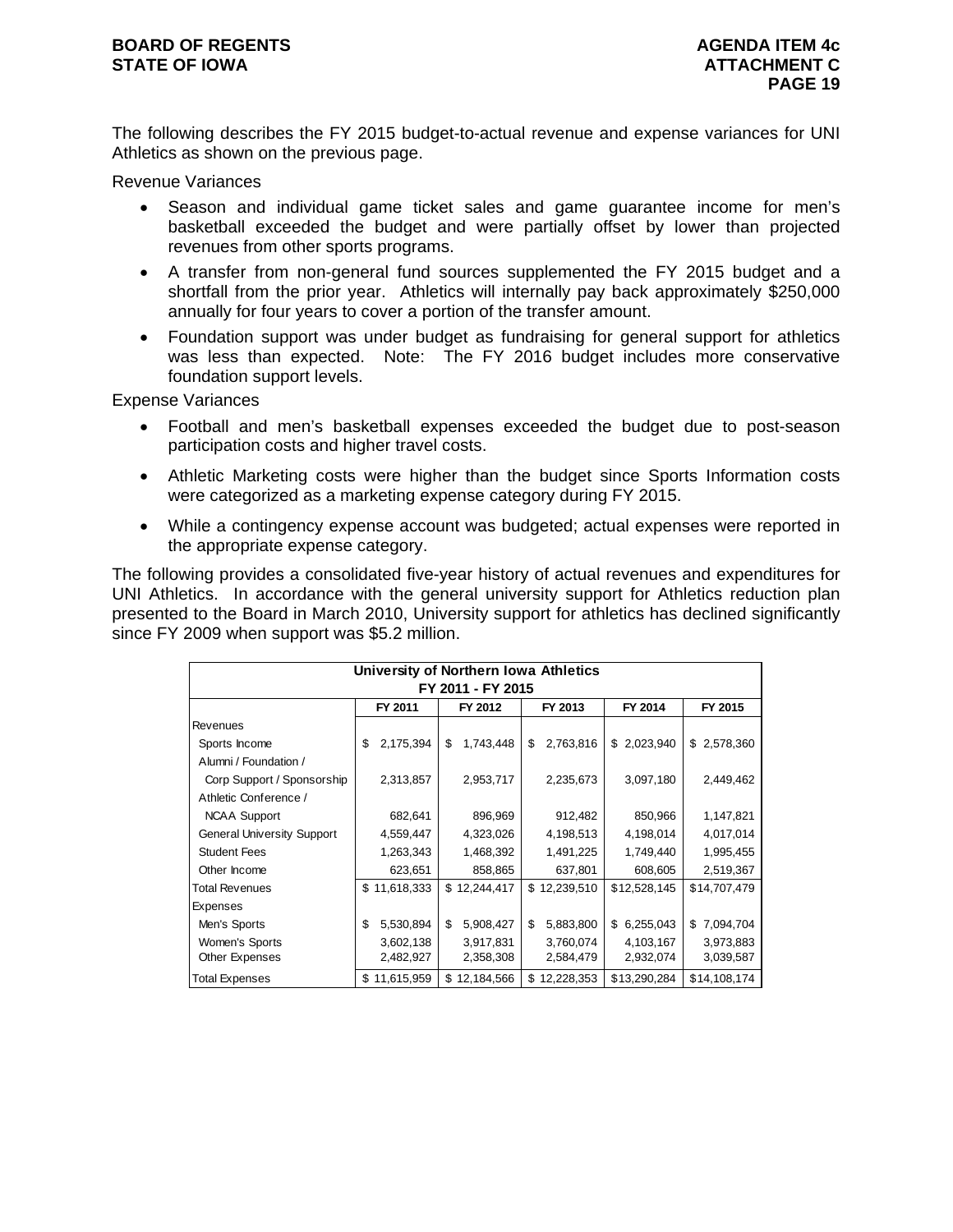The following describes the FY 2015 budget-to-actual revenue and expense variances for UNI Athletics as shown on the previous page.

Revenue Variances

- Season and individual game ticket sales and game guarantee income for men's basketball exceeded the budget and were partially offset by lower than projected revenues from other sports programs.
- A transfer from non-general fund sources supplemented the FY 2015 budget and a shortfall from the prior year. Athletics will internally pay back approximately $250,000 annually for four years to cover a portion of the transfer amount.
- Foundation support was under budget as fundraising for general support for athletics was less than expected. Note: The FY 2016 budget includes more conservative foundation support levels.

Expense Variances

- Football and men's basketball expenses exceeded the budget due to post-season participation costs and higher travel costs.
- Athletic Marketing costs were higher than the budget since Sports Information costs were categorized as a marketing expense category during FY 2015.
- While a contingency expense account was budgeted; actual expenses were reported in the appropriate expense category.

The following provides a consolidated five-year history of actual revenues and expenditures for UNI Athletics. In accordance with the general university support for Athletics reduction plan presented to the Board in March 2010, University support for athletics has declined significantly since FY 2009 when support was $5.2 million.

**University of Northern Iowa Athletics**
**FY 2011 - FY 2015**

| | FY 2011 | FY 2012 | FY 2013 | FY 2014 | FY 2015 |
|---|---|---|---|---|---|
| Revenues | | | | | |
| Sports Income | $ 2,175,394 | $ 1,743,448 | $ 2,763,816 | $ 2,023,940 | $ 2,578,360 |
| Alumni / Foundation / Corp Support / Sponsorship | 2,313,857 | 2,953,717 | 2,235,673 | 3,097,180 | 2,449,462 |
| Athletic Conference / NCAA Support | 682,641 | 896,969 | 912,482 | 850,966 | 1,147,821 |
| General University Support | 4,559,447 | 4,323,026 | 4,198,513 | 4,198,014 | 4,017,014 |
| Student Fees | 1,263,343 | 1,468,392 | 1,491,225 | 1,749,440 | 1,995,455 |
| Other Income | 623,651 | 858,865 | 637,801 | 608,605 | 2,519,367 |
| Total Revenues | $ 11,618,333 | $ 12,244,417 | $ 12,239,510 | $12,528,145 | $14,707,479 |
| Expenses | | | | | |
| Men's Sports | $ 5,530,894 | $ 5,908,427 | $ 5,883,800 | $ 6,255,043 | $ 7,094,704 |
| Women's Sports | 3,602,138 | 3,917,831 | 3,760,074 | 4,103,167 | 3,973,883 |
| Other Expenses | 2,482,927 | 2,358,308 | 2,584,479 | 2,932,074 | 3,039,587 |
| Total Expenses | $ 11,615,959 | $ 12,184,566 | $ 12,228,353 | $13,290,284 | $14,108,174 |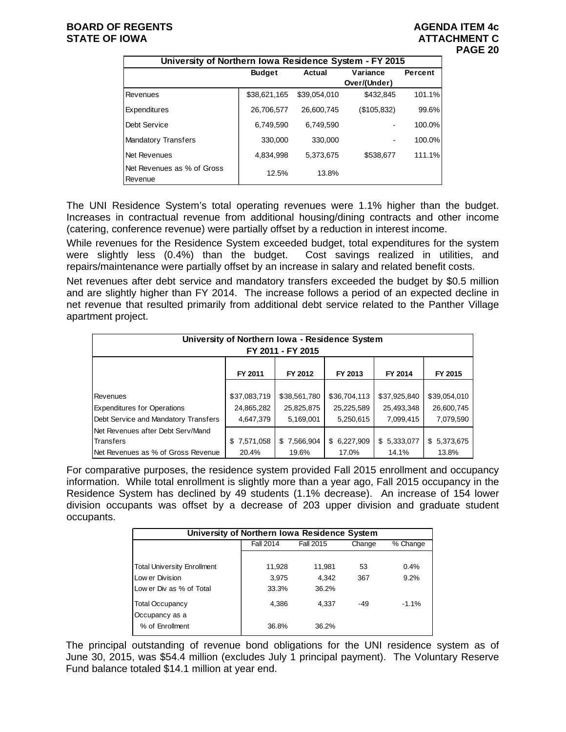| University of Northern Iowa Residence System - FY 2015 | | | | |
|---|---|---|---|---|
| | Budget | Actual | Variance Over/(Under) | Percent |
| Revenues | $38,621,165 | $39,054,010 | $432,845 | 101.1% |
| Expenditures | 26,706,577 | 26,600,745 | ($105,832) | 99.6% |
| Debt Service | 6,749,590 | 6,749,590 | - | 100.0% |
| Mandatory Transfers | 330,000 | 330,000 | - | 100.0% |
| Net Revenues | 4,834,998 | 5,373,675 | $538,677 | 111.1% |
| Net Revenues as % of Gross Revenue | 12.5% | 13.8% | | |

The UNI Residence System's total operating revenues were 1.1% higher than the budget. Increases in contractual revenue from additional housing/dining contracts and other income (catering, conference revenue) were partially offset by a reduction in interest income.

While revenues for the Residence System exceeded budget, total expenditures for the system were slightly less (0.4%) than the budget. Cost savings realized in utilities, and repairs/maintenance were partially offset by an increase in salary and related benefit costs.

Net revenues after debt service and mandatory transfers exceeded the budget by $0.5 million and are slightly higher than FY 2014. The increase follows a period of an expected decline in net revenue that resulted primarily from additional debt service related to the Panther Village apartment project.

| University of Northern Iowa - Residence System FY 2011 - FY 2015 | | | | | |
|---|---|---|---|---|---|
| | FY 2011 | FY 2012 | FY 2013 | FY 2014 | FY 2015 |
| Revenues | $37,083,719 | $38,561,780 | $36,704,113 | $37,925,840 | $39,054,010 |
| Expenditures for Operations | 24,865,282 | 25,825,875 | 25,225,589 | 25,493,348 | 26,600,745 |
| Debt Service and Mandatory Transfers | 4,647,379 | 5,169,001 | 5,250,615 | 7,099,415 | 7,079,590 |
| Net Revenues after Debt Serv/Mand Transfers | $ 7,571,058 | $ 7,566,904 | $ 6,227,909 | $ 5,333,077 | $ 5,373,675 |
| Net Revenues as % of Gross Revenue | 20.4% | 19.6% | 17.0% | 14.1% | 13.8% |

For comparative purposes, the residence system provided Fall 2015 enrollment and occupancy information. While total enrollment is slightly more than a year ago, Fall 2015 occupancy in the Residence System has declined by 49 students (1.1% decrease). An increase of 154 lower division occupants was offset by a decrease of 203 upper division and graduate student occupants.

| University of Northern Iowa Residence System | | | | |
|---|---|---|---|---|
| | Fall 2014 | Fall 2015 | Change | % Change |
| Total University Enrollment | 11,928 | 11,981 | 53 | 0.4% |
| Lower Division | 3,975 | 4,342 | 367 | 9.2% |
| Lower Div as % of Total | 33.3% | 36.2% | | |
| Total Occupancy | 4,386 | 4,337 | -49 | -1.1% |
| Occupancy as a % of Enrollment | 36.8% | 36.2% | | |

The principal outstanding of revenue bond obligations for the UNI residence system as of June 30, 2015, was $54.4 million (excludes July 1 principal payment). The Voluntary Reserve Fund balance totaled $14.1 million at year end.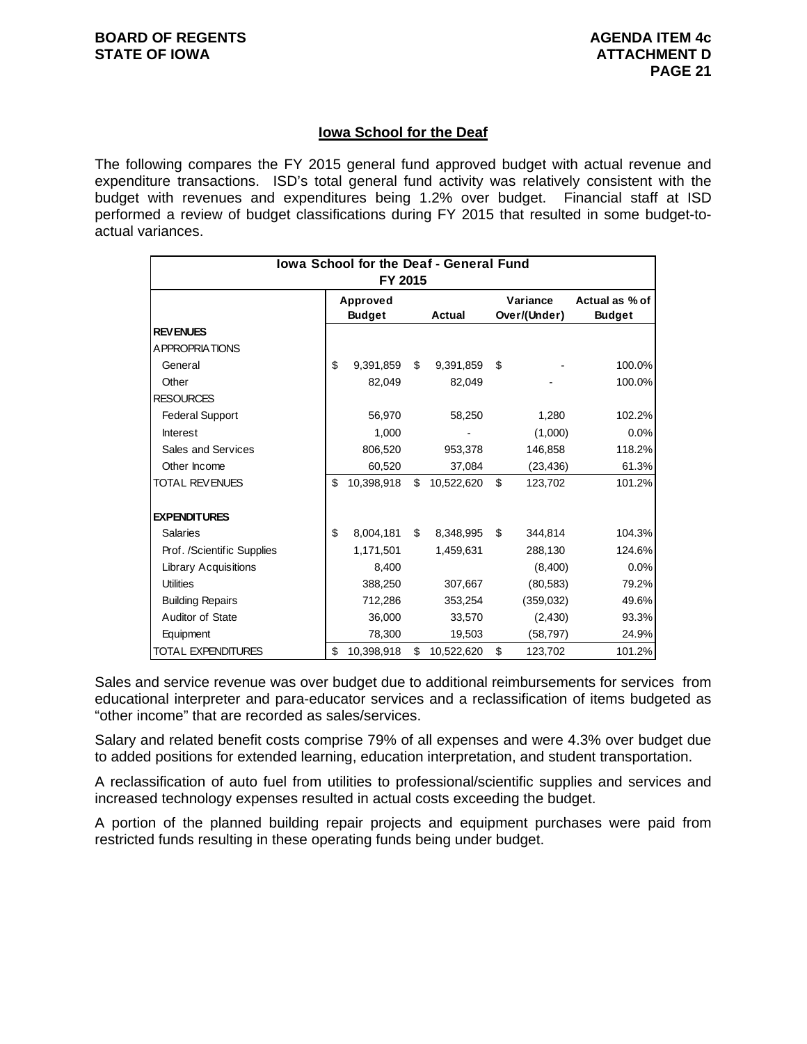## Iowa School for the Deaf

The following compares the FY 2015 general fund approved budget with actual revenue and expenditure transactions. ISD's total general fund activity was relatively consistent with the budget with revenues and expenditures being 1.2% over budget. Financial staff at ISD performed a review of budget classifications during FY 2015 that resulted in some budget-to-actual variances.

| Iowa School for the Deaf - General Fund FY 2015 | Approved Budget | Actual | Variance Over/(Under) | Actual as % of Budget |
|---|---|---|---|---|
| **REVENUES** | | | | |
| APPROPRIATIONS | | | | |
| General | $ 9,391,859 | $ 9,391,859 | $ - | 100.0% |
| Other | 82,049 | 82,049 | - | 100.0% |
| RESOURCES | | | | |
| Federal Support | 56,970 | 58,250 | 1,280 | 102.2% |
| Interest | 1,000 | - | (1,000) | 0.0% |
| Sales and Services | 806,520 | 953,378 | 146,858 | 118.2% |
| Other Income | 60,520 | 37,084 | (23,436) | 61.3% |
| TOTAL REVENUES | $ 10,398,918 | $ 10,522,620 | $ 123,702 | 101.2% |
| | | | | |
| **EXPENDITURES** | | | | |
| Salaries | $ 8,004,181 | $ 8,348,995 | $ 344,814 | 104.3% |
| Prof. /Scientific Supplies | 1,171,501 | 1,459,631 | 288,130 | 124.6% |
| Library Acquisitions | 8,400 | | (8,400) | 0.0% |
| Utilities | 388,250 | 307,667 | (80,583) | 79.2% |
| Building Repairs | 712,286 | 353,254 | (359,032) | 49.6% |
| Auditor of State | 36,000 | 33,570 | (2,430) | 93.3% |
| Equipment | 78,300 | 19,503 | (58,797) | 24.9% |
| TOTAL EXPENDITURES | $ 10,398,918 | $ 10,522,620 | $ 123,702 | 101.2% |

Sales and service revenue was over budget due to additional reimbursements for services from educational interpreter and para-educator services and a reclassification of items budgeted as "other income" that are recorded as sales/services.

Salary and related benefit costs comprise 79% of all expenses and were 4.3% over budget due to added positions for extended learning, education interpretation, and student transportation.

A reclassification of auto fuel from utilities to professional/scientific supplies and services and increased technology expenses resulted in actual costs exceeding the budget.

A portion of the planned building repair projects and equipment purchases were paid from restricted funds resulting in these operating funds being under budget.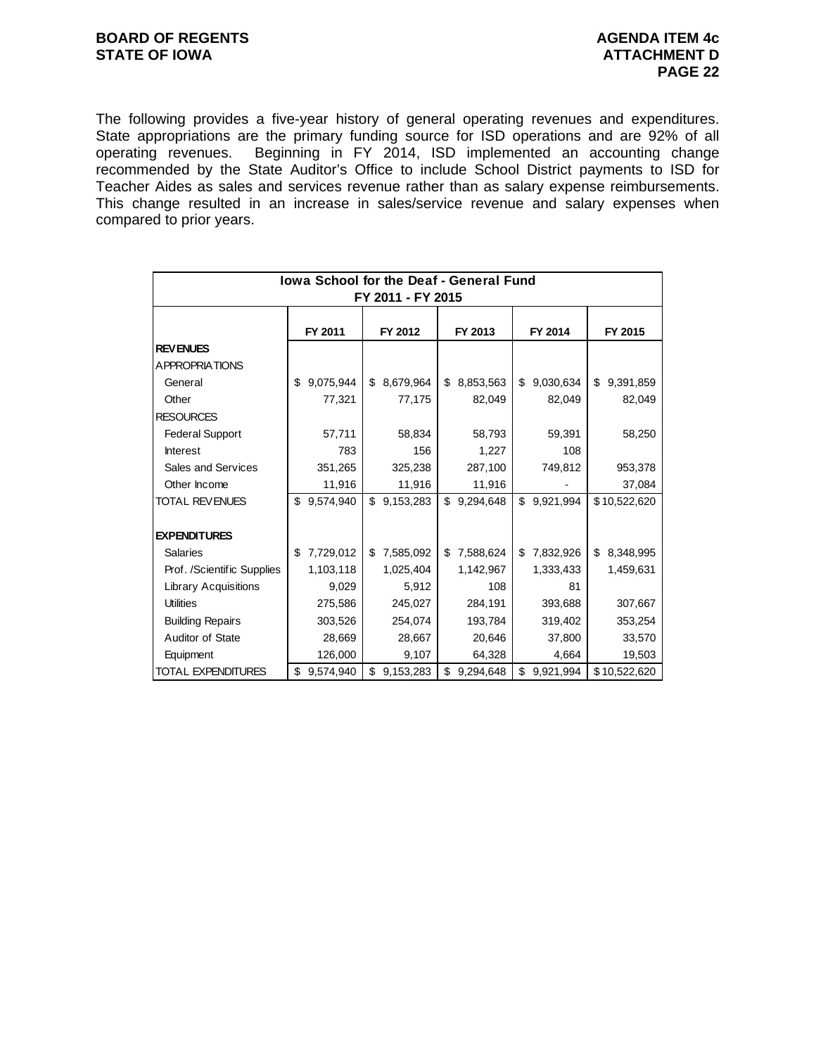The following provides a five-year history of general operating revenues and expenditures. State appropriations are the primary funding source for ISD operations and are 92% of all operating revenues. Beginning in FY 2014, ISD implemented an accounting change recommended by the State Auditor's Office to include School District payments to ISD for Teacher Aides as sales and services revenue rather than as salary expense reimbursements. This change resulted in an increase in sales/service revenue and salary expenses when compared to prior years.

| Iowa School for the Deaf - General Fund FY 2011 - FY 2015 | | | | | |
|---|---|---|---|---|---|
| | FY 2011 | FY 2012 | FY 2013 | FY 2014 | FY 2015 |
| **REVENUES** | | | | | |
| APPROPRIATIONS | | | | | |
| General | $ 9,075,944 | $ 8,679,964 | $ 8,853,563 | $ 9,030,634 | $ 9,391,859 |
| Other | 77,321 | 77,175 | 82,049 | 82,049 | 82,049 |
| RESOURCES | | | | | |
| Federal Support | 57,711 | 58,834 | 58,793 | 59,391 | 58,250 |
| Interest | 783 | 156 | 1,227 | 108 | |
| Sales and Services | 351,265 | 325,238 | 287,100 | 749,812 | 953,378 |
| Other Income | 11,916 | 11,916 | 11,916 | - | 37,084 |
| TOTAL REVENUES | $ 9,574,940 | $ 9,153,283 | $ 9,294,648 | $ 9,921,994 | $ 10,522,620 |
| | | | | | |
| **EXPENDITURES** | | | | | |
| Salaries | $ 7,729,012 | $ 7,585,092 | $ 7,588,624 | $ 7,832,926 | $ 8,348,995 |
| Prof. /Scientific Supplies | 1,103,118 | 1,025,404 | 1,142,967 | 1,333,433 | 1,459,631 |
| Library Acquisitions | 9,029 | 5,912 | 108 | 81 | |
| Utilities | 275,586 | 245,027 | 284,191 | 393,688 | 307,667 |
| Building Repairs | 303,526 | 254,074 | 193,784 | 319,402 | 353,254 |
| Auditor of State | 28,669 | 28,667 | 20,646 | 37,800 | 33,570 |
| Equipment | 126,000 | 9,107 | 64,328 | 4,664 | 19,503 |
| TOTAL EXPENDITURES | $ 9,574,940 | $ 9,153,283 | $ 9,294,648 | $ 9,921,994 | $ 10,522,620 |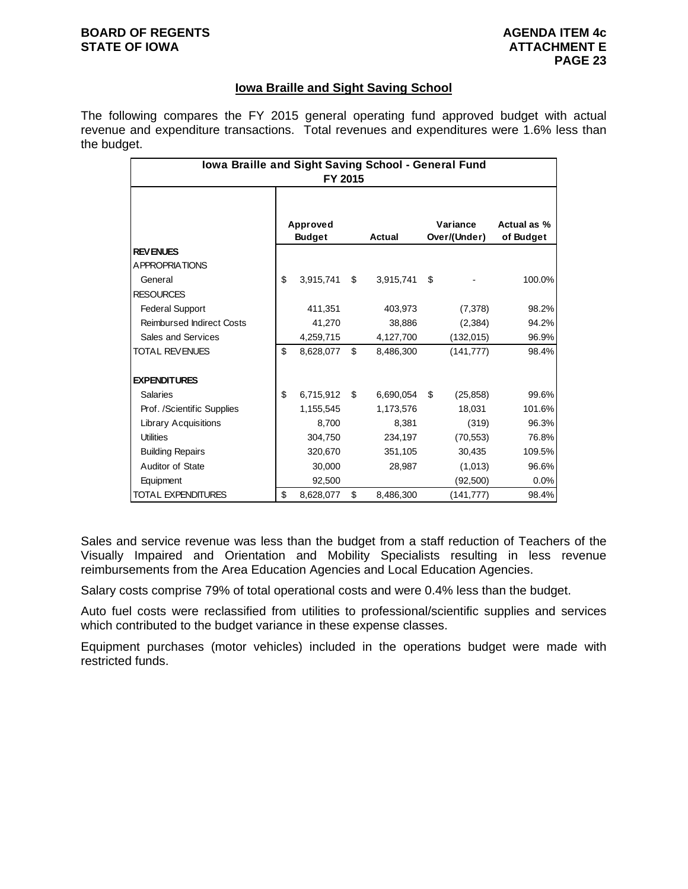## Iowa Braille and Sight Saving School

The following compares the FY 2015 general operating fund approved budget with actual revenue and expenditure transactions. Total revenues and expenditures were 1.6% less than the budget.

| Iowa Braille and Sight Saving School - General Fund FY 2015 | | | | |
|---|---|---|---|---|
| | Approved Budget | Actual | Variance Over/(Under) | Actual as % of Budget |
| **REVENUES** | | | | |
| APPROPRIATIONS | | | | |
| General | $ 3,915,741 | $ 3,915,741 | $ - | 100.0% |
| RESOURCES | | | | |
| Federal Support | 411,351 | 403,973 | (7,378) | 98.2% |
| Reimbursed Indirect Costs | 41,270 | 38,886 | (2,384) | 94.2% |
| Sales and Services | 4,259,715 | 4,127,700 | (132,015) | 96.9% |
| TOTAL REVENUES | $ 8,628,077 | $ 8,486,300 | (141,777) | 98.4% |
| **EXPENDITURES** | | | | |
| Salaries | $ 6,715,912 | $ 6,690,054 | $ (25,858) | 99.6% |
| Prof. /Scientific Supplies | 1,155,545 | 1,173,576 | 18,031 | 101.6% |
| Library Acquisitions | 8,700 | 8,381 | (319) | 96.3% |
| Utilities | 304,750 | 234,197 | (70,553) | 76.8% |
| Building Repairs | 320,670 | 351,105 | 30,435 | 109.5% |
| Auditor of State | 30,000 | 28,987 | (1,013) | 96.6% |
| Equipment | 92,500 | | (92,500) | 0.0% |
| TOTAL EXPENDITURES | $ 8,628,077 | $ 8,486,300 | (141,777) | 98.4% |

Sales and service revenue was less than the budget from a staff reduction of Teachers of the Visually Impaired and Orientation and Mobility Specialists resulting in less revenue reimbursements from the Area Education Agencies and Local Education Agencies.

Salary costs comprise 79% of total operational costs and were 0.4% less than the budget.

Auto fuel costs were reclassified from utilities to professional/scientific supplies and services which contributed to the budget variance in these expense classes.

Equipment purchases (motor vehicles) included in the operations budget were made with restricted funds.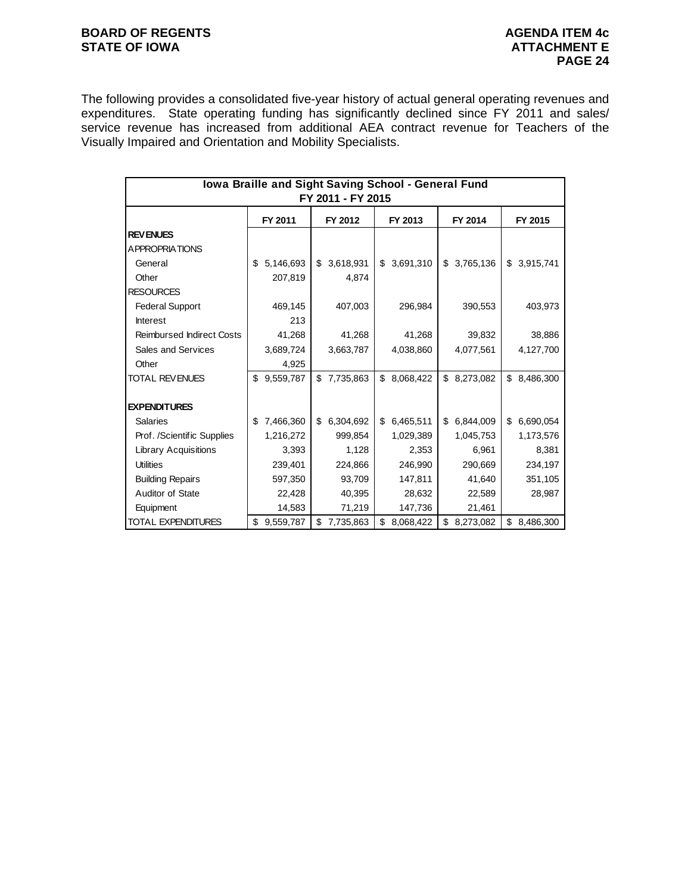The following provides a consolidated five-year history of actual general operating revenues and expenditures. State operating funding has significantly declined since FY 2011 and sales/ service revenue has increased from additional AEA contract revenue for Teachers of the Visually Impaired and Orientation and Mobility Specialists.

| Iowa Braille and Sight Saving School - General Fund FY 2011 - FY 2015 | | | | | |
|---|---|---|---|---|---|
| | FY 2011 | FY 2012 | FY 2013 | FY 2014 | FY 2015 |
| **REVENUES** | | | | | |
| APPROPRIATIONS | | | | | |
| General | $ 5,146,693 | $ 3,618,931 | $ 3,691,310 | $ 3,765,136 | $ 3,915,741 |
| Other | 207,819 | 4,874 | | | |
| RESOURCES | | | | | |
| Federal Support | 469,145 | 407,003 | 296,984 | 390,553 | 403,973 |
| Interest | 213 | | | | |
| Reimbursed Indirect Costs | 41,268 | 41,268 | 41,268 | 39,832 | 38,886 |
| Sales and Services | 3,689,724 | 3,663,787 | 4,038,860 | 4,077,561 | 4,127,700 |
| Other | 4,925 | | | | |
| TOTAL REVENUES | $ 9,559,787 | $ 7,735,863 | $ 8,068,422 | $ 8,273,082 | $ 8,486,300 |
| **EXPENDITURES** | | | | | |
| Salaries | $ 7,466,360 | $ 6,304,692 | $ 6,465,511 | $ 6,844,009 | $ 6,690,054 |
| Prof. /Scientific Supplies | 1,216,272 | 999,854 | 1,029,389 | 1,045,753 | 1,173,576 |
| Library Acquisitions | 3,393 | 1,128 | 2,353 | 6,961 | 8,381 |
| Utilities | 239,401 | 224,866 | 246,990 | 290,669 | 234,197 |
| Building Repairs | 597,350 | 93,709 | 147,811 | 41,640 | 351,105 |
| Auditor of State | 22,428 | 40,395 | 28,632 | 22,589 | 28,987 |
| Equipment | 14,583 | 71,219 | 147,736 | 21,461 | |
| TOTAL EXPENDITURES | $ 9,559,787 | $ 7,735,863 | $ 8,068,422 | $ 8,273,082 | $ 8,486,300 |